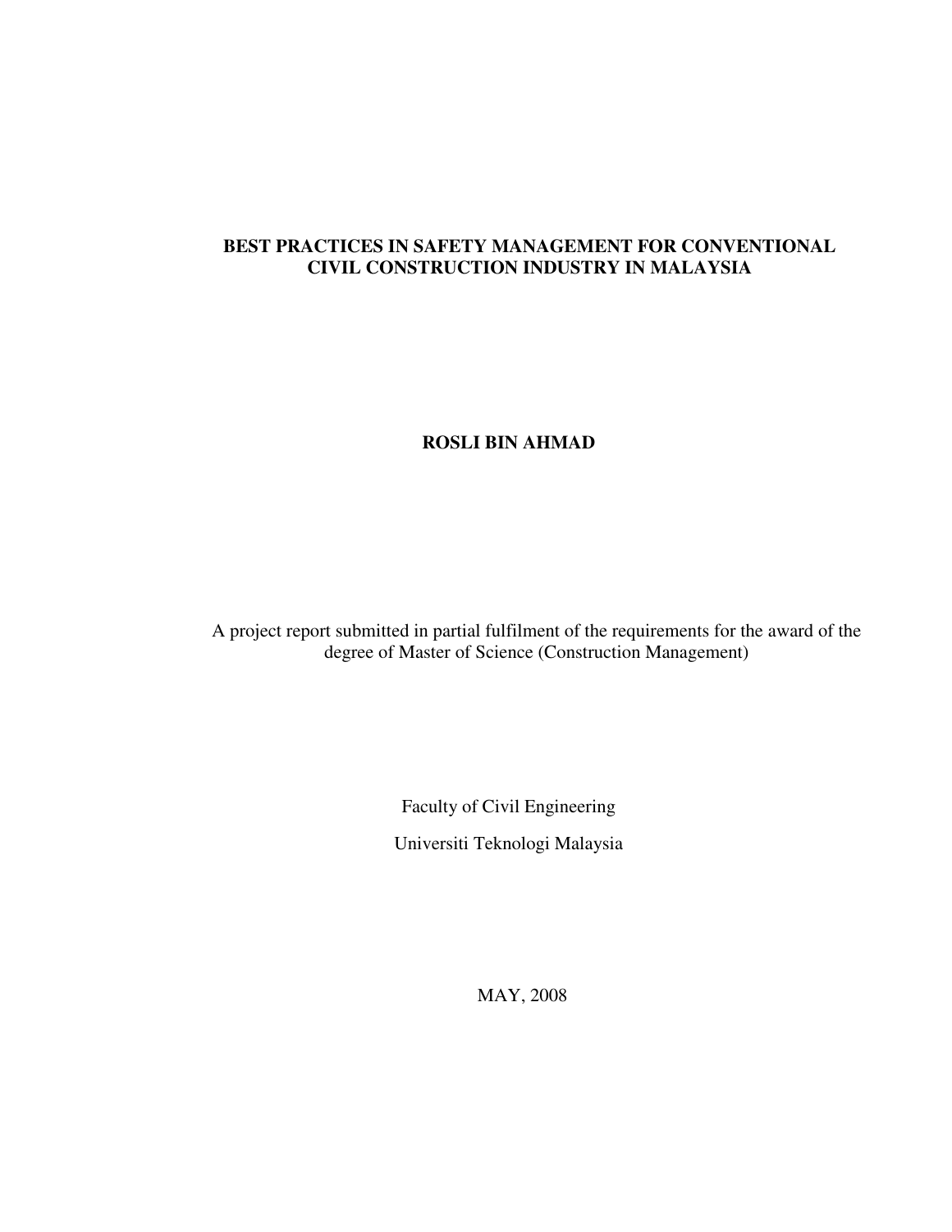# BEST PRACTICES IN SAFETY MANAGEMENT FOR CONVENTIONAL CIVIL CONSTRUCTION INDUSTRY IN MALAYSIA

**ROSLI BIN AHMAD**

A project report submitted in partial fulfilment of the requirements for the award of the degree of Master of Science (Construction Management)

Faculty of Civil Engineering

Universiti Teknologi Malaysia

MAY, 2008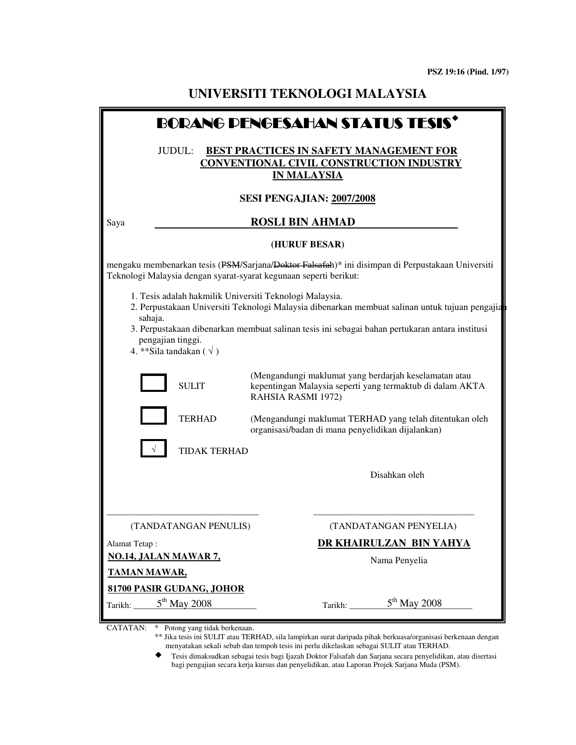PSZ 19:16 (Pind. 1/97)

# UNIVERSITI TEKNOLOGI MALAYSIA

## BORANG PENGESAHAN STATUS TESIS◆

JUDUL: **BEST PRACTICES IN SAFETY MANAGEMENT FOR CONVENTIONAL CIVIL CONSTRUCTION INDUSTRY IN MALAYSIA**

**SESI PENGAJIAN: 2007/2008**

Saya **ROSLI BIN AHMAD**

**(HURUF BESAR)**

mengaku membenarkan tesis (~~PSM~~/Sarjana/~~Doktor Falsafah~~)* ini disimpan di Perpustakaan Universiti Teknologi Malaysia dengan syarat-syarat kegunaan seperti berikut:

1. Tesis adalah hakmilik Universiti Teknologi Malaysia.
2. Perpustakaan Universiti Teknologi Malaysia dibenarkan membuat salinan untuk tujuan pengajian sahaja.
3. Perpustakaan dibenarkan membuat salinan tesis ini sebagai bahan pertukaran antara institusi pengajian tinggi.
4. **Sila tandakan ( √ )

| | | |
|---|---|---|
| [ ] | SULIT | (Mengandungi maklumat yang berdarjah keselamatan atau kepentingan Malaysia seperti yang termaktub di dalam AKTA RAHSIA RASMI 1972) |
| [ ] | TERHAD | (Mengandungi maklumat TERHAD yang telah ditentukan oleh organisasi/badan di mana penyelidikan dijalankan) |
| [√] | TIDAK TERHAD | |

Disahkan oleh

_______________________________ _______________________________

(TANDATANGAN PENULIS) (TANDATANGAN PENYELIA)

Alamat Tetap :

**NO.14, JALAN MAWAR 7,**

**TAMAN MAWAR,**

**81700 PASIR GUDANG, JOHOR**

**DR KHAIRULZAN BIN YAHYA**

Nama Penyelia

Tarikh: 5th May 2008 Tarikh: 5th May 2008

CATATAN: * Potong yang tidak berkenaan.

** Jika tesis ini SULIT atau TERHAD, sila lampirkan surat daripada pihak berkuasa/organisasi berkenaan dengan menyatakan sekali sebab dan tempoh tesis ini perlu dikelaskan sebagai SULIT atau TERHAD.

◆ Tesis dimaksudkan sebagai tesis bagi Ijazah Doktor Falsafah dan Sarjana secara penyelidikan, atau disertasi bagi pengajian secara kerja kursus dan penyelidikan, atau Laporan Projek Sarjana Muda (PSM).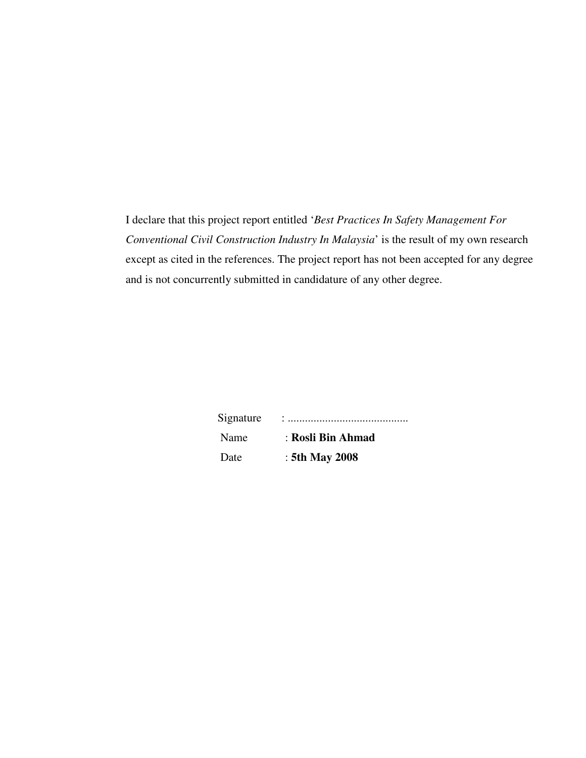I declare that this project report entitled '*Best Practices In Safety Management For Conventional Civil Construction Industry In Malaysia*' is the result of my own research except as cited in the references. The project report has not been accepted for any degree and is not concurrently submitted in candidature of any other degree.

Signature : ..........................................

Name : **Rosli Bin Ahmad**

Date : **5th May 2008**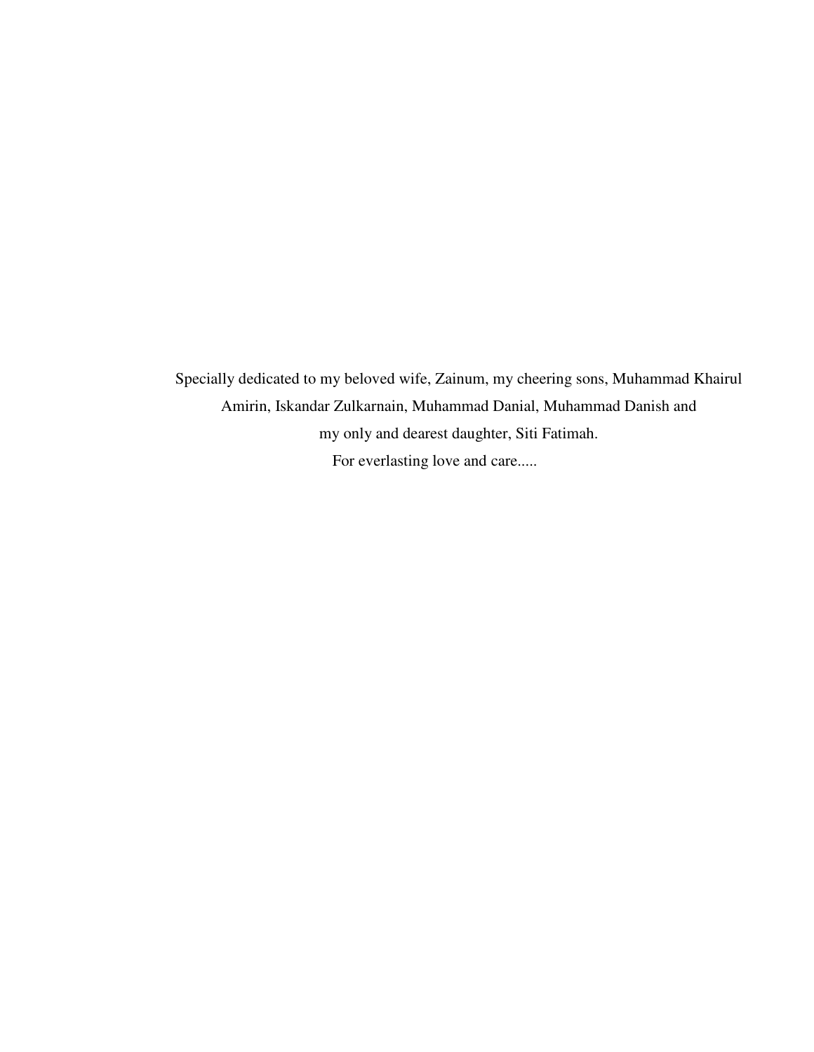Specially dedicated to my beloved wife, Zainum, my cheering sons, Muhammad Khairul Amirin, Iskandar Zulkarnain, Muhammad Danial, Muhammad Danish and my only and dearest daughter, Siti Fatimah.

For everlasting love and care.....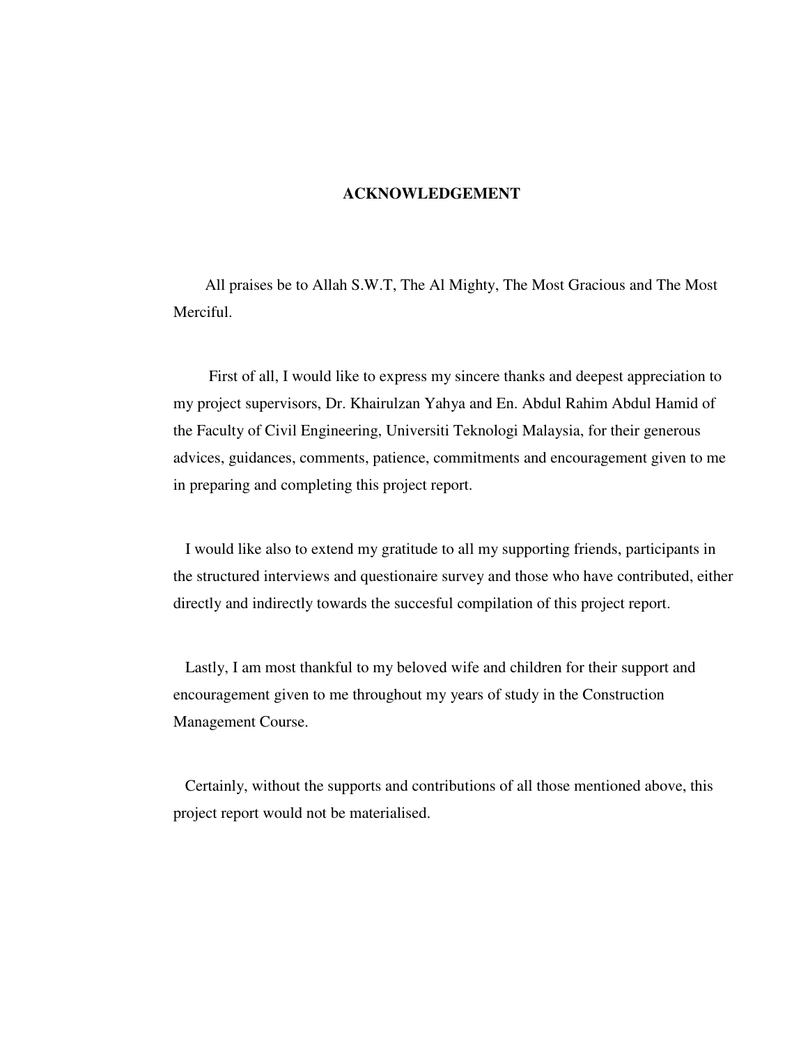# ACKNOWLEDGEMENT

All praises be to Allah S.W.T, The Al Mighty, The Most Gracious and The Most Merciful.

First of all, I would like to express my sincere thanks and deepest appreciation to my project supervisors, Dr. Khairulzan Yahya and En. Abdul Rahim Abdul Hamid of the Faculty of Civil Engineering, Universiti Teknologi Malaysia, for their generous advices, guidances, comments, patience, commitments and encouragement given to me in preparing and completing this project report.

I would like also to extend my gratitude to all my supporting friends, participants in the structured interviews and questionaire survey and those who have contributed, either directly and indirectly towards the succesful compilation of this project report.

Lastly, I am most thankful to my beloved wife and children for their support and encouragement given to me throughout my years of study in the Construction Management Course.

Certainly, without the supports and contributions of all those mentioned above, this project report would not be materialised.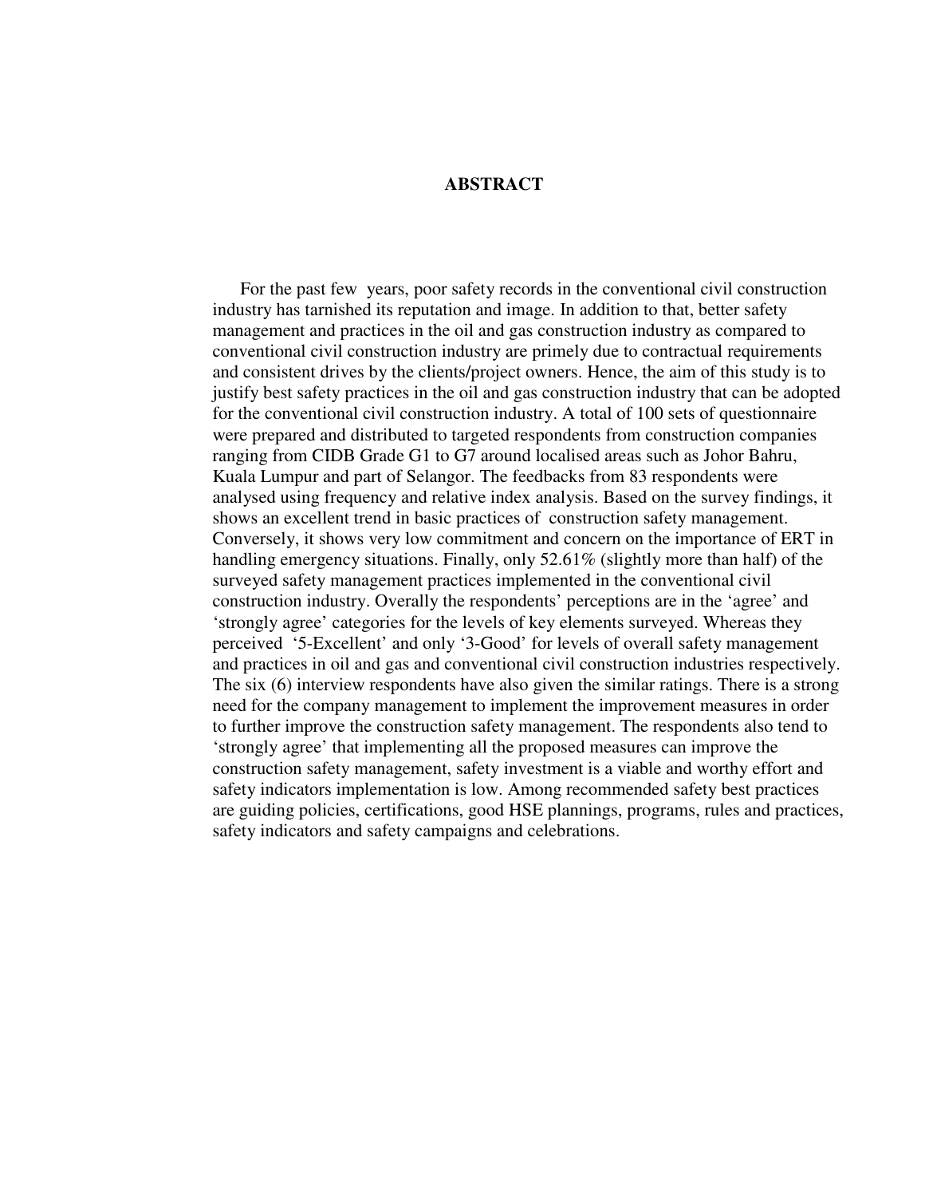# ABSTRACT

For the past few years, poor safety records in the conventional civil construction industry has tarnished its reputation and image. In addition to that, better safety management and practices in the oil and gas construction industry as compared to conventional civil construction industry are primely due to contractual requirements and consistent drives by the clients/project owners. Hence, the aim of this study is to justify best safety practices in the oil and gas construction industry that can be adopted for the conventional civil construction industry. A total of 100 sets of questionnaire were prepared and distributed to targeted respondents from construction companies ranging from CIDB Grade G1 to G7 around localised areas such as Johor Bahru, Kuala Lumpur and part of Selangor. The feedbacks from 83 respondents were analysed using frequency and relative index analysis. Based on the survey findings, it shows an excellent trend in basic practices of construction safety management. Conversely, it shows very low commitment and concern on the importance of ERT in handling emergency situations. Finally, only 52.61% (slightly more than half) of the surveyed safety management practices implemented in the conventional civil construction industry. Overally the respondents' perceptions are in the 'agree' and 'strongly agree' categories for the levels of key elements surveyed. Whereas they perceived '5-Excellent' and only '3-Good' for levels of overall safety management and practices in oil and gas and conventional civil construction industries respectively. The six (6) interview respondents have also given the similar ratings. There is a strong need for the company management to implement the improvement measures in order to further improve the construction safety management. The respondents also tend to 'strongly agree' that implementing all the proposed measures can improve the construction safety management, safety investment is a viable and worthy effort and safety indicators implementation is low. Among recommended safety best practices are guiding policies, certifications, good HSE plannings, programs, rules and practices, safety indicators and safety campaigns and celebrations.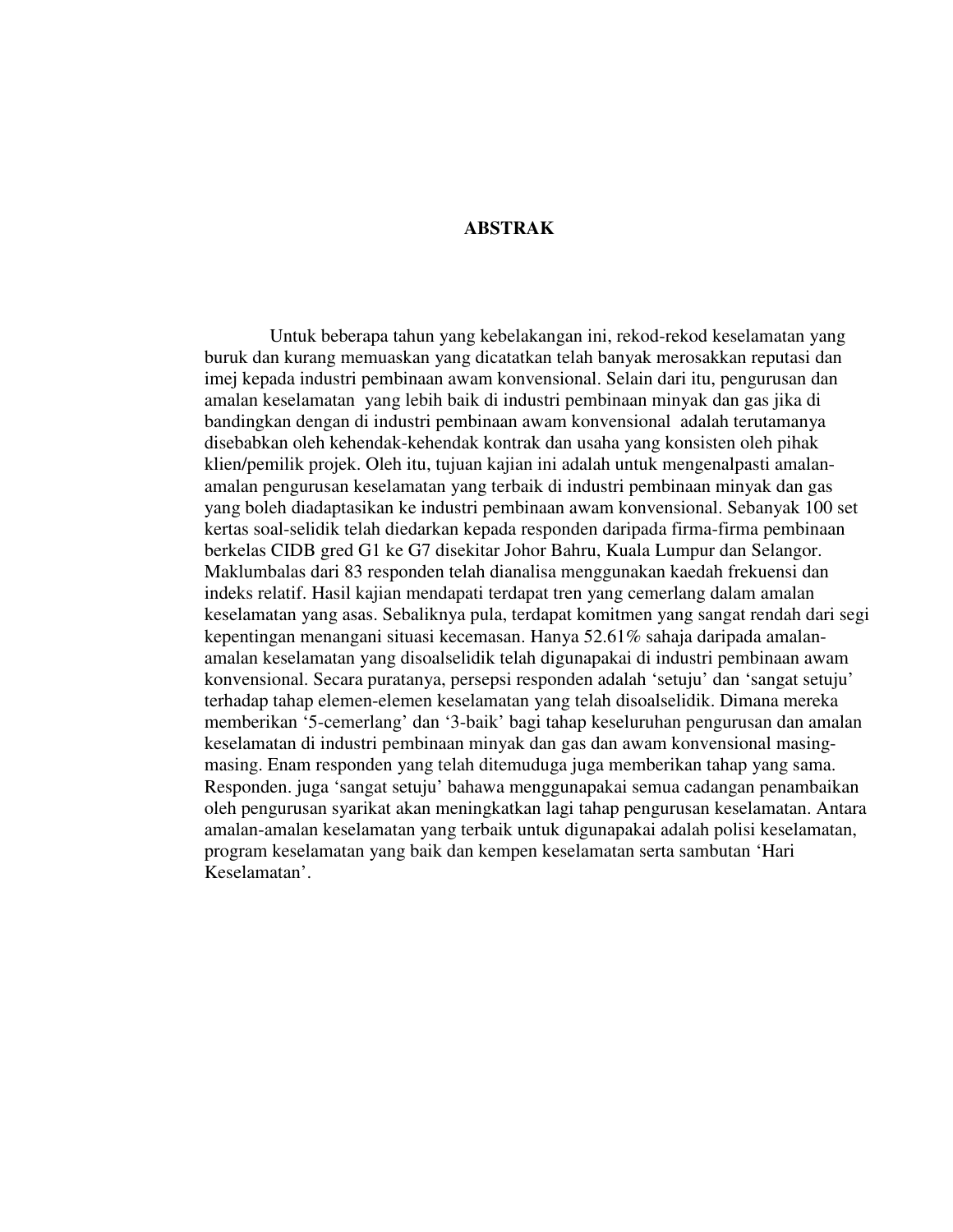# ABSTRAK

Untuk beberapa tahun yang kebelakangan ini, rekod-rekod keselamatan yang buruk dan kurang memuaskan yang dicatatkan telah banyak merosakkan reputasi dan imej kepada industri pembinaan awam konvensional. Selain dari itu, pengurusan dan amalan keselamatan yang lebih baik di industri pembinaan minyak dan gas jika di bandingkan dengan di industri pembinaan awam konvensional adalah terutamanya disebabkan oleh kehendak-kehendak kontrak dan usaha yang konsisten oleh pihak klien/pemilik projek. Oleh itu, tujuan kajian ini adalah untuk mengenalpasti amalan-amalan pengurusan keselamatan yang terbaik di industri pembinaan minyak dan gas yang boleh diadaptasikan ke industri pembinaan awam konvensional. Sebanyak 100 set kertas soal-selidik telah diedarkan kepada responden daripada firma-firma pembinaan berkelas CIDB gred G1 ke G7 disekitar Johor Bahru, Kuala Lumpur dan Selangor. Maklumbalas dari 83 responden telah dianalisa menggunakan kaedah frekuensi dan indeks relatif. Hasil kajian mendapati terdapat tren yang cemerlang dalam amalan keselamatan yang asas. Sebaliknya pula, terdapat komitmen yang sangat rendah dari segi kepentingan menangani situasi kecemasan. Hanya 52.61% sahaja daripada amalan-amalan keselamatan yang disoalselidik telah digunapakai di industri pembinaan awam konvensional. Secara puratanya, persepsi responden adalah 'setuju' dan 'sangat setuju' terhadap tahap elemen-elemen keselamatan yang telah disoalselidik. Dimana mereka memberikan '5-cemerlang' dan '3-baik' bagi tahap keseluruhan pengurusan dan amalan keselamatan di industri pembinaan minyak dan gas dan awam konvensional masing-masing. Enam responden yang telah ditemuduga juga memberikan tahap yang sama. Responden. juga 'sangat setuju' bahawa menggunapakai semua cadangan penambaikan oleh pengurusan syarikat akan meningkatkan lagi tahap pengurusan keselamatan. Antara amalan-amalan keselamatan yang terbaik untuk digunapakai adalah polisi keselamatan, program keselamatan yang baik dan kempen keselamatan serta sambutan 'Hari Keselamatan'.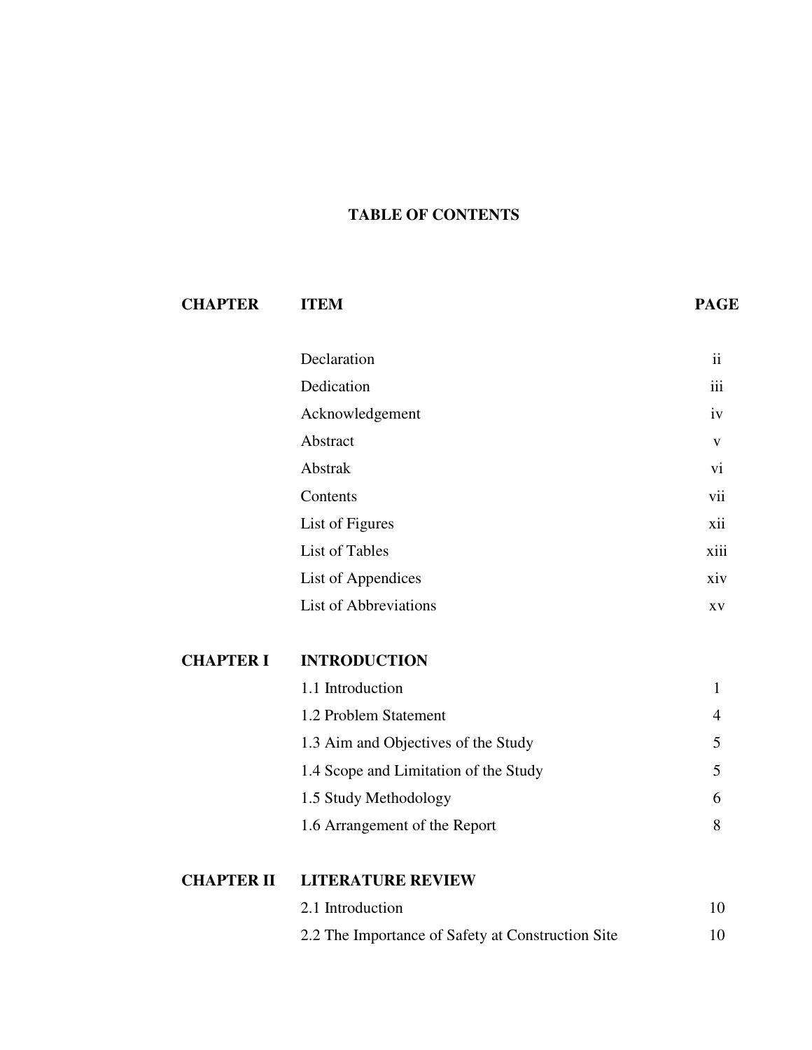# TABLE OF CONTENTS

| CHAPTER | ITEM | PAGE |
|---|---|---|
| | Declaration | ii |
| | Dedication | iii |
| | Acknowledgement | iv |
| | Abstract | v |
| | Abstrak | vi |
| | Contents | vii |
| | List of Figures | xii |
| | List of Tables | xiii |
| | List of Appendices | xiv |
| | List of Abbreviations | xv |
| **CHAPTER I** | **INTRODUCTION** | |
| | 1.1 Introduction | 1 |
| | 1.2 Problem Statement | 4 |
| | 1.3 Aim and Objectives of the Study | 5 |
| | 1.4 Scope and Limitation of the Study | 5 |
| | 1.5 Study Methodology | 6 |
| | 1.6 Arrangement of the Report | 8 |
| **CHAPTER II** | **LITERATURE REVIEW** | |
| | 2.1 Introduction | 10 |
| | 2.2 The Importance of Safety at Construction Site | 10 |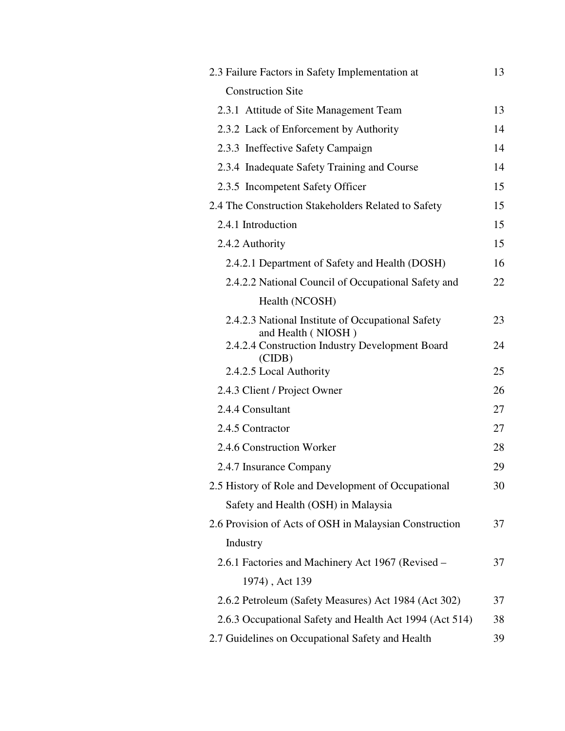| | |
|---|---|
| 2.3 Failure Factors in Safety Implementation at Construction Site | 13 |
| 2.3.1 Attitude of Site Management Team | 13 |
| 2.3.2 Lack of Enforcement by Authority | 14 |
| 2.3.3 Ineffective Safety Campaign | 14 |
| 2.3.4 Inadequate Safety Training and Course | 14 |
| 2.3.5 Incompetent Safety Officer | 15 |
| 2.4 The Construction Stakeholders Related to Safety | 15 |
| 2.4.1 Introduction | 15 |
| 2.4.2 Authority | 15 |
| 2.4.2.1 Department of Safety and Health (DOSH) | 16 |
| 2.4.2.2 National Council of Occupational Safety and Health (NCOSH) | 22 |
| 2.4.2.3 National Institute of Occupational Safety and Health ( NIOSH ) | 23 |
| 2.4.2.4 Construction Industry Development Board (CIDB) | 24 |
| 2.4.2.5 Local Authority | 25 |
| 2.4.3 Client / Project Owner | 26 |
| 2.4.4 Consultant | 27 |
| 2.4.5 Contractor | 27 |
| 2.4.6 Construction Worker | 28 |
| 2.4.7 Insurance Company | 29 |
| 2.5 History of Role and Development of Occupational Safety and Health (OSH) in Malaysia | 30 |
| 2.6 Provision of Acts of OSH in Malaysian Construction Industry | 37 |
| 2.6.1 Factories and Machinery Act 1967 (Revised – 1974) , Act 139 | 37 |
| 2.6.2 Petroleum (Safety Measures) Act 1984 (Act 302) | 37 |
| 2.6.3 Occupational Safety and Health Act 1994 (Act 514) | 38 |
| 2.7 Guidelines on Occupational Safety and Health | 39 |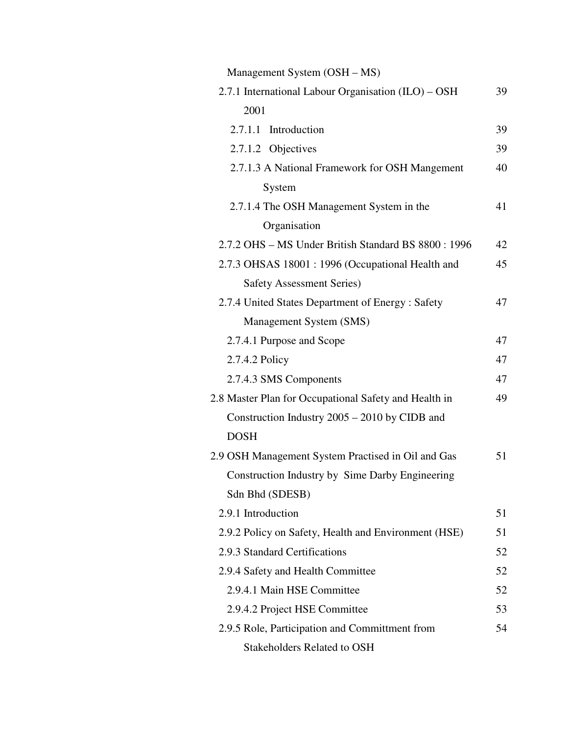| | |
|---|---|
| Management System (OSH – MS) | |
| 2.7.1 International Labour Organisation (ILO) – OSH 2001 | 39 |
| 2.7.1.1 Introduction | 39 |
| 2.7.1.2 Objectives | 39 |
| 2.7.1.3 A National Framework for OSH Mangement System | 40 |
| 2.7.1.4 The OSH Management System in the Organisation | 41 |
| 2.7.2 OHS – MS Under British Standard BS 8800 : 1996 | 42 |
| 2.7.3 OHSAS 18001 : 1996 (Occupational Health and Safety Assessment Series) | 45 |
| 2.7.4 United States Department of Energy : Safety Management System (SMS) | 47 |
| 2.7.4.1 Purpose and Scope | 47 |
| 2.7.4.2 Policy | 47 |
| 2.7.4.3 SMS Components | 47 |
| 2.8 Master Plan for Occupational Safety and Health in Construction Industry 2005 – 2010 by CIDB and DOSH | 49 |
| 2.9 OSH Management System Practised in Oil and Gas Construction Industry by Sime Darby Engineering Sdn Bhd (SDESB) | 51 |
| 2.9.1 Introduction | 51 |
| 2.9.2 Policy on Safety, Health and Environment (HSE) | 51 |
| 2.9.3 Standard Certifications | 52 |
| 2.9.4 Safety and Health Committee | 52 |
| 2.9.4.1 Main HSE Committee | 52 |
| 2.9.4.2 Project HSE Committee | 53 |
| 2.9.5 Role, Participation and Committment from Stakeholders Related to OSH | 54 |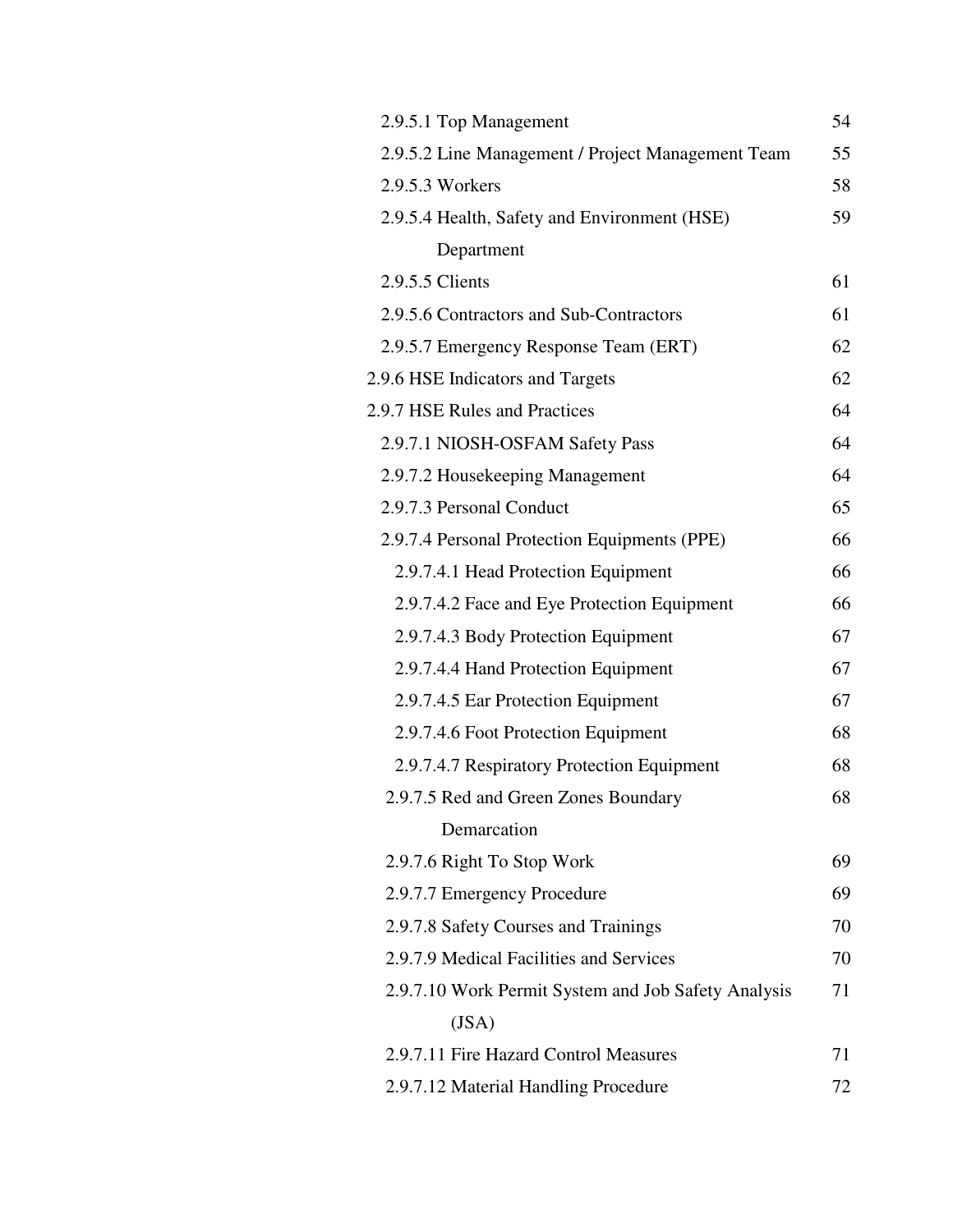| | |
|---|---|
| 2.9.5.1 Top Management | 54 |
| 2.9.5.2 Line Management / Project Management Team | 55 |
| 2.9.5.3 Workers | 58 |
| 2.9.5.4 Health, Safety and Environment (HSE) Department | 59 |
| 2.9.5.5 Clients | 61 |
| 2.9.5.6 Contractors and Sub-Contractors | 61 |
| 2.9.5.7 Emergency Response Team (ERT) | 62 |
| 2.9.6 HSE Indicators and Targets | 62 |
| 2.9.7 HSE Rules and Practices | 64 |
| 2.9.7.1 NIOSH-OSFAM Safety Pass | 64 |
| 2.9.7.2 Housekeeping Management | 64 |
| 2.9.7.3 Personal Conduct | 65 |
| 2.9.7.4 Personal Protection Equipments (PPE) | 66 |
| 2.9.7.4.1 Head Protection Equipment | 66 |
| 2.9.7.4.2 Face and Eye Protection Equipment | 66 |
| 2.9.7.4.3 Body Protection Equipment | 67 |
| 2.9.7.4.4 Hand Protection Equipment | 67 |
| 2.9.7.4.5 Ear Protection Equipment | 67 |
| 2.9.7.4.6 Foot Protection Equipment | 68 |
| 2.9.7.4.7 Respiratory Protection Equipment | 68 |
| 2.9.7.5 Red and Green Zones Boundary Demarcation | 68 |
| 2.9.7.6 Right To Stop Work | 69 |
| 2.9.7.7 Emergency Procedure | 69 |
| 2.9.7.8 Safety Courses and Trainings | 70 |
| 2.9.7.9 Medical Facilities and Services | 70 |
| 2.9.7.10 Work Permit System and Job Safety Analysis (JSA) | 71 |
| 2.9.7.11 Fire Hazard Control Measures | 71 |
| 2.9.7.12 Material Handling Procedure | 72 |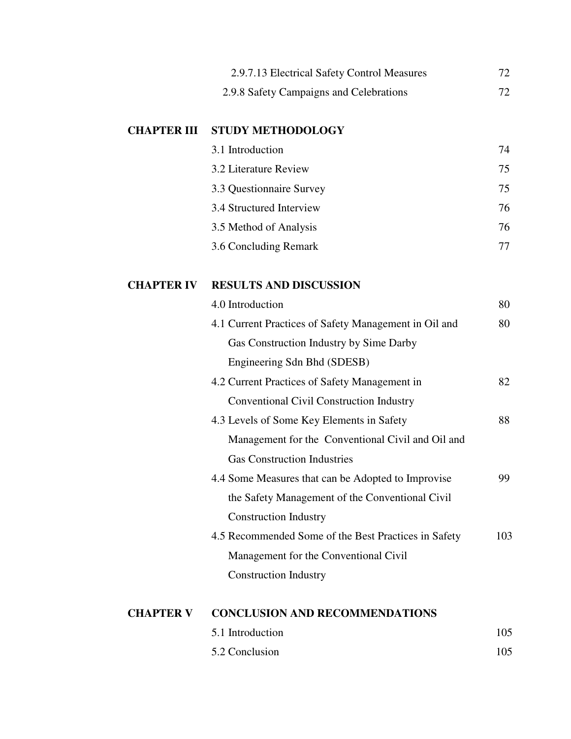| | | |
|---|---|---|
| | 2.9.7.13 Electrical Safety Control Measures | 72 |
| | 2.9.8 Safety Campaigns and Celebrations | 72 |
| **CHAPTER III** | **STUDY METHODOLOGY** | |
| | 3.1 Introduction | 74 |
| | 3.2 Literature Review | 75 |
| | 3.3 Questionnaire Survey | 75 |
| | 3.4 Structured Interview | 76 |
| | 3.5 Method of Analysis | 76 |
| | 3.6 Concluding Remark | 77 |
| **CHAPTER IV** | **RESULTS AND DISCUSSION** | |
| | 4.0 Introduction | 80 |
| | 4.1 Current Practices of Safety Management in Oil and Gas Construction Industry by Sime Darby Engineering Sdn Bhd (SDESB) | 80 |
| | 4.2 Current Practices of Safety Management in Conventional Civil Construction Industry | 82 |
| | 4.3 Levels of Some Key Elements in Safety Management for the Conventional Civil and Oil and Gas Construction Industries | 88 |
| | 4.4 Some Measures that can be Adopted to Improvise the Safety Management of the Conventional Civil Construction Industry | 99 |
| | 4.5 Recommended Some of the Best Practices in Safety Management for the Conventional Civil Construction Industry | 103 |
| **CHAPTER V** | **CONCLUSION AND RECOMMENDATIONS** | |
| | 5.1 Introduction | 105 |
| | 5.2 Conclusion | 105 |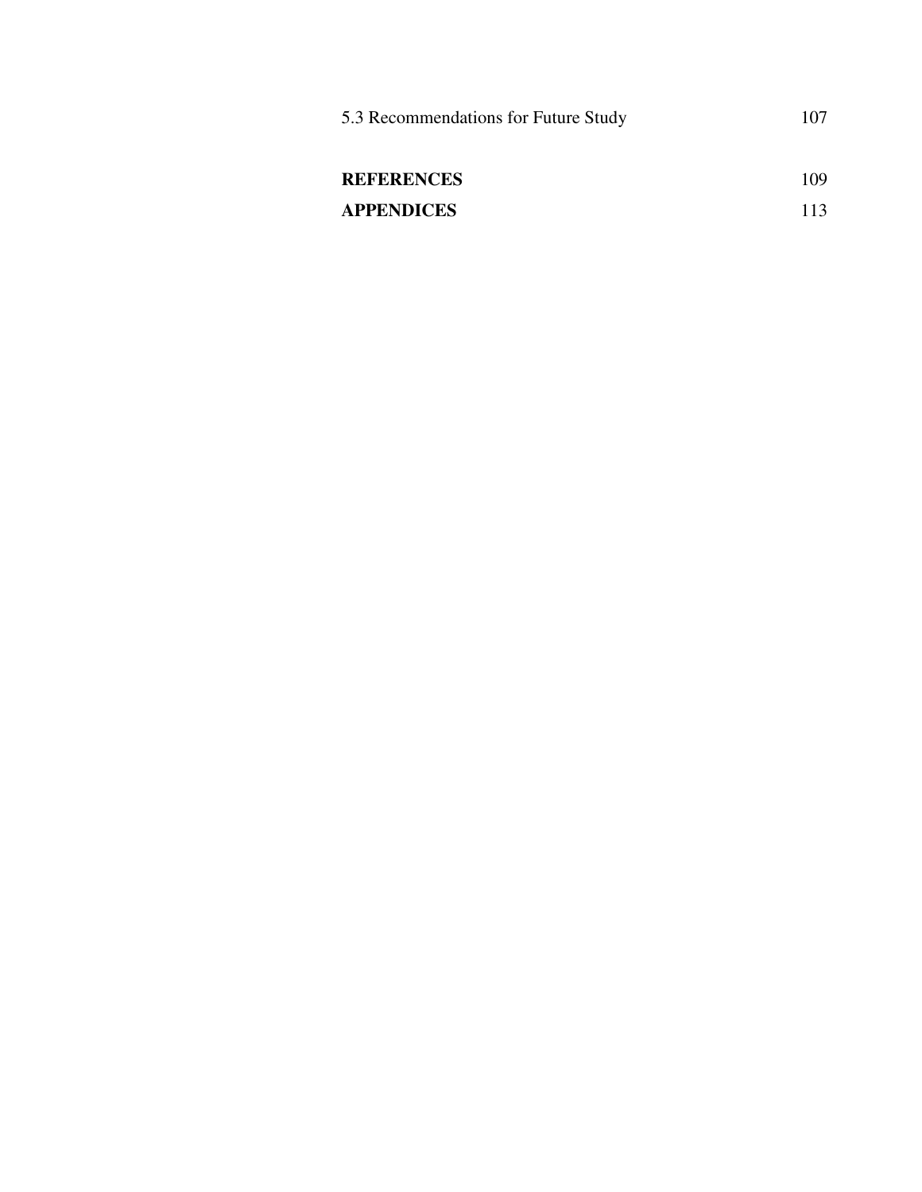| | |
|---|---|
| 5.3 Recommendations for Future Study | 107 |
| **REFERENCES** | 109 |
| **APPENDICES** | 113 |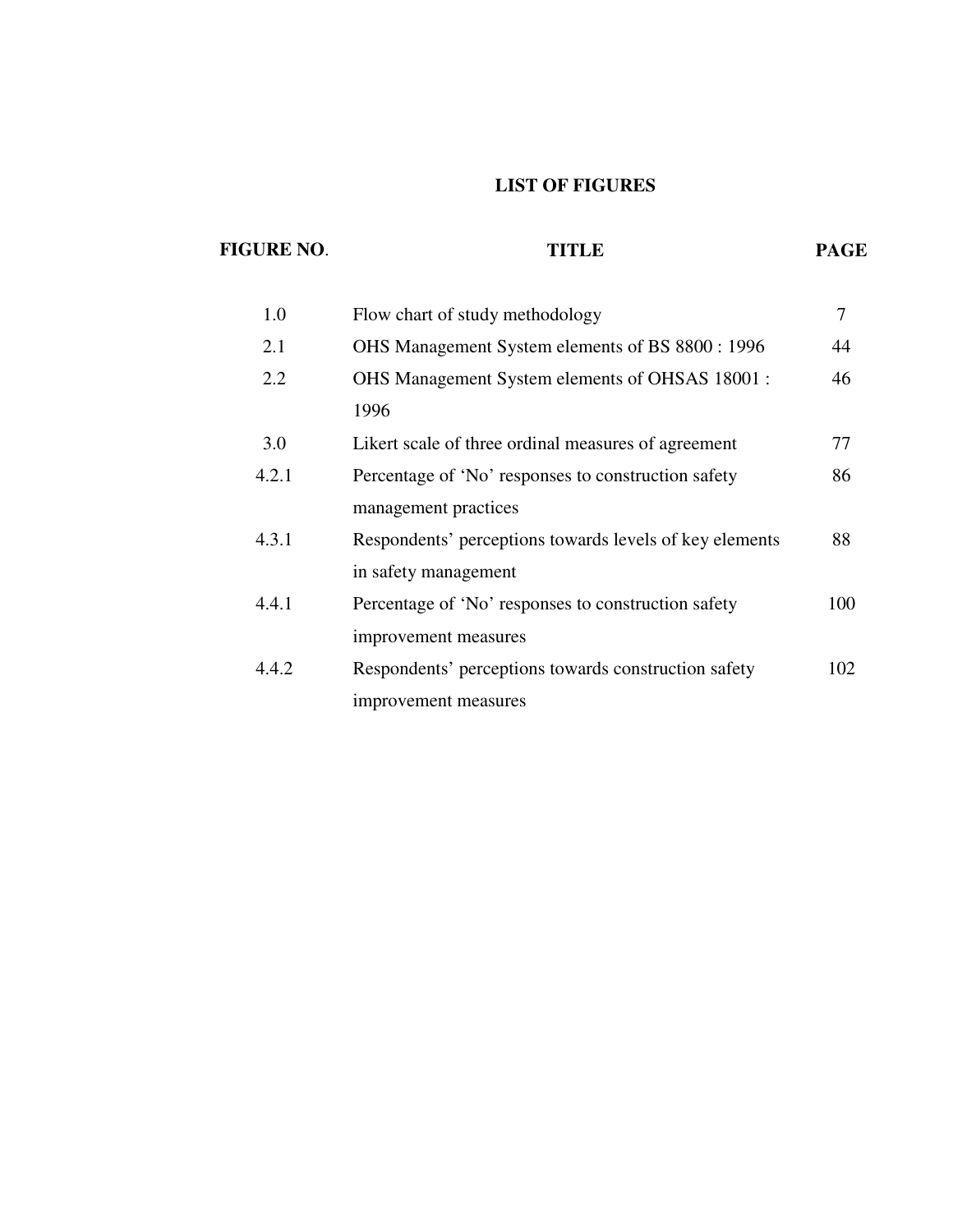## LIST OF FIGURES

| FIGURE NO. | TITLE | PAGE |
|---|---|---|
| 1.0 | Flow chart of study methodology | 7 |
| 2.1 | OHS Management System elements of BS 8800 : 1996 | 44 |
| 2.2 | OHS Management System elements of OHSAS 18001 : 1996 | 46 |
| 3.0 | Likert scale of three ordinal measures of agreement | 77 |
| 4.2.1 | Percentage of 'No' responses to construction safety management practices | 86 |
| 4.3.1 | Respondents' perceptions towards levels of key elements in safety management | 88 |
| 4.4.1 | Percentage of 'No' responses to construction safety improvement measures | 100 |
| 4.4.2 | Respondents' perceptions towards construction safety improvement measures | 102 |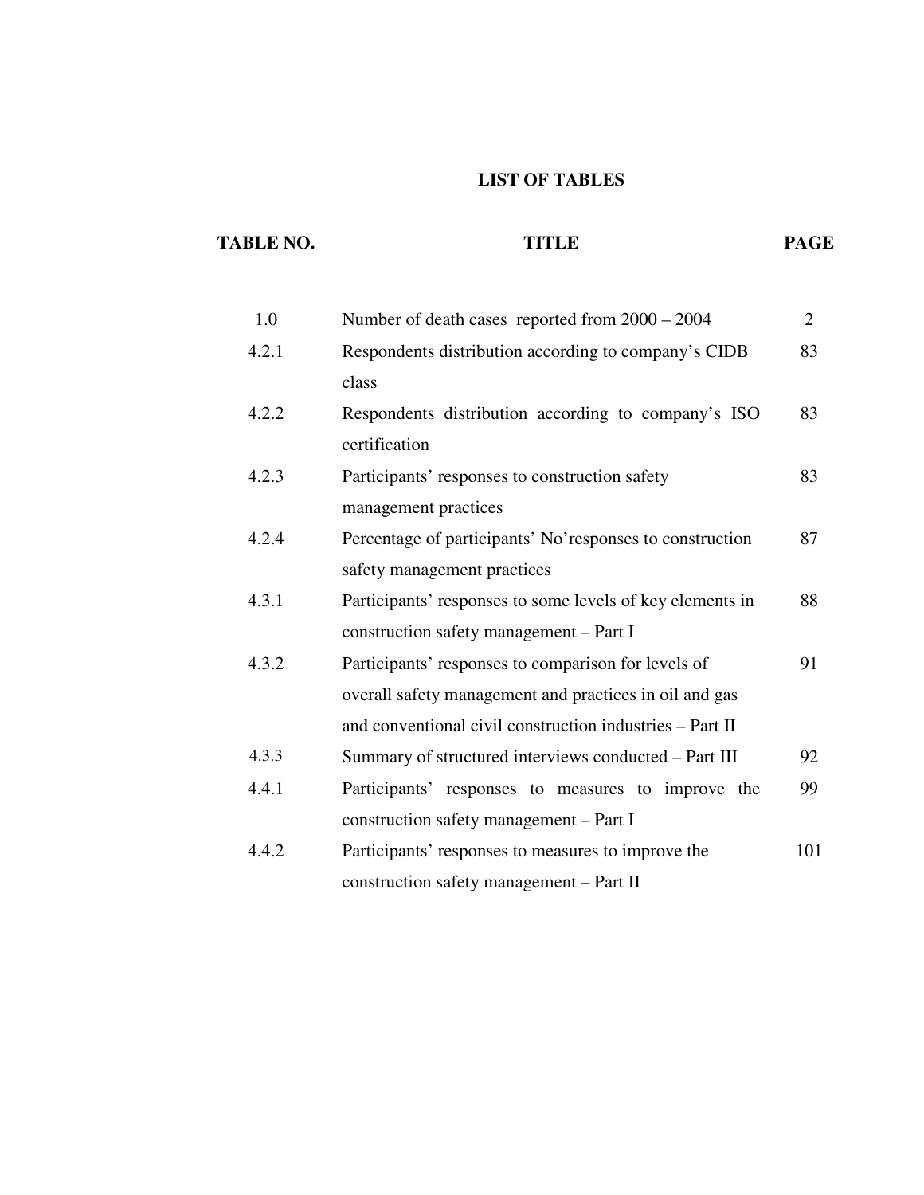# LIST OF TABLES

| TABLE NO. | TITLE | PAGE |
|---|---|---|
| 1.0 | Number of death cases reported from 2000 – 2004 | 2 |
| 4.2.1 | Respondents distribution according to company's CIDB class | 83 |
| 4.2.2 | Respondents distribution according to company's ISO certification | 83 |
| 4.2.3 | Participants' responses to construction safety management practices | 83 |
| 4.2.4 | Percentage of participants' No'responses to construction safety management practices | 87 |
| 4.3.1 | Participants' responses to some levels of key elements in construction safety management – Part I | 88 |
| 4.3.2 | Participants' responses to comparison for levels of overall safety management and practices in oil and gas and conventional civil construction industries – Part II | 91 |
| 4.3.3 | Summary of structured interviews conducted – Part III | 92 |
| 4.4.1 | Participants' responses to measures to improve the construction safety management – Part I | 99 |
| 4.4.2 | Participants' responses to measures to improve the construction safety management – Part II | 101 |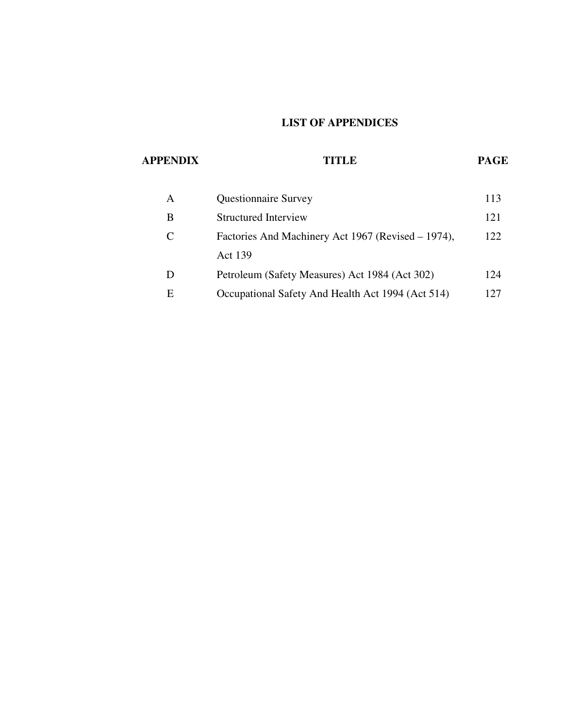# LIST OF APPENDICES

| APPENDIX | TITLE | PAGE |
|---|---|---|
| A | Questionnaire Survey | 113 |
| B | Structured Interview | 121 |
| C | Factories And Machinery Act 1967 (Revised – 1974), Act 139 | 122 |
| D | Petroleum (Safety Measures) Act 1984 (Act 302) | 124 |
| E | Occupational Safety And Health Act 1994 (Act 514) | 127 |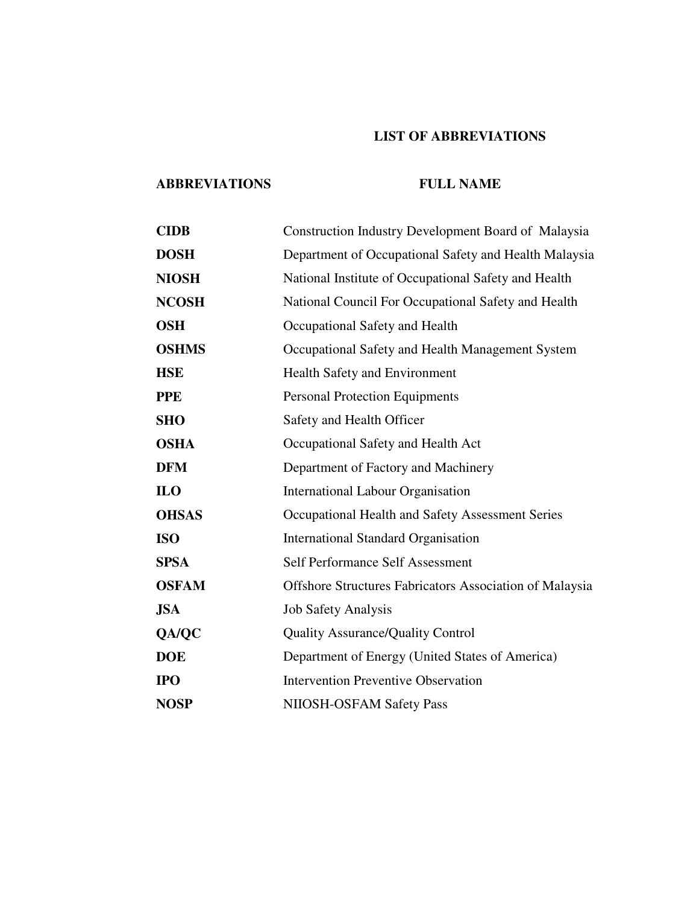# LIST OF ABBREVIATIONS

| ABBREVIATIONS | FULL NAME |
|---|---|
| **CIDB** | Construction Industry Development Board of Malaysia |
| **DOSH** | Department of Occupational Safety and Health Malaysia |
| **NIOSH** | National Institute of Occupational Safety and Health |
| **NCOSH** | National Council For Occupational Safety and Health |
| **OSH** | Occupational Safety and Health |
| **OSHMS** | Occupational Safety and Health Management System |
| **HSE** | Health Safety and Environment |
| **PPE** | Personal Protection Equipments |
| **SHO** | Safety and Health Officer |
| **OSHA** | Occupational Safety and Health Act |
| **DFM** | Department of Factory and Machinery |
| **ILO** | International Labour Organisation |
| **OHSAS** | Occupational Health and Safety Assessment Series |
| **ISO** | International Standard Organisation |
| **SPSA** | Self Performance Self Assessment |
| **OSFAM** | Offshore Structures Fabricators Association of Malaysia |
| **JSA** | Job Safety Analysis |
| **QA/QC** | Quality Assurance/Quality Control |
| **DOE** | Department of Energy (United States of America) |
| **IPO** | Intervention Preventive Observation |
| **NOSP** | NIIOSH-OSFAM Safety Pass |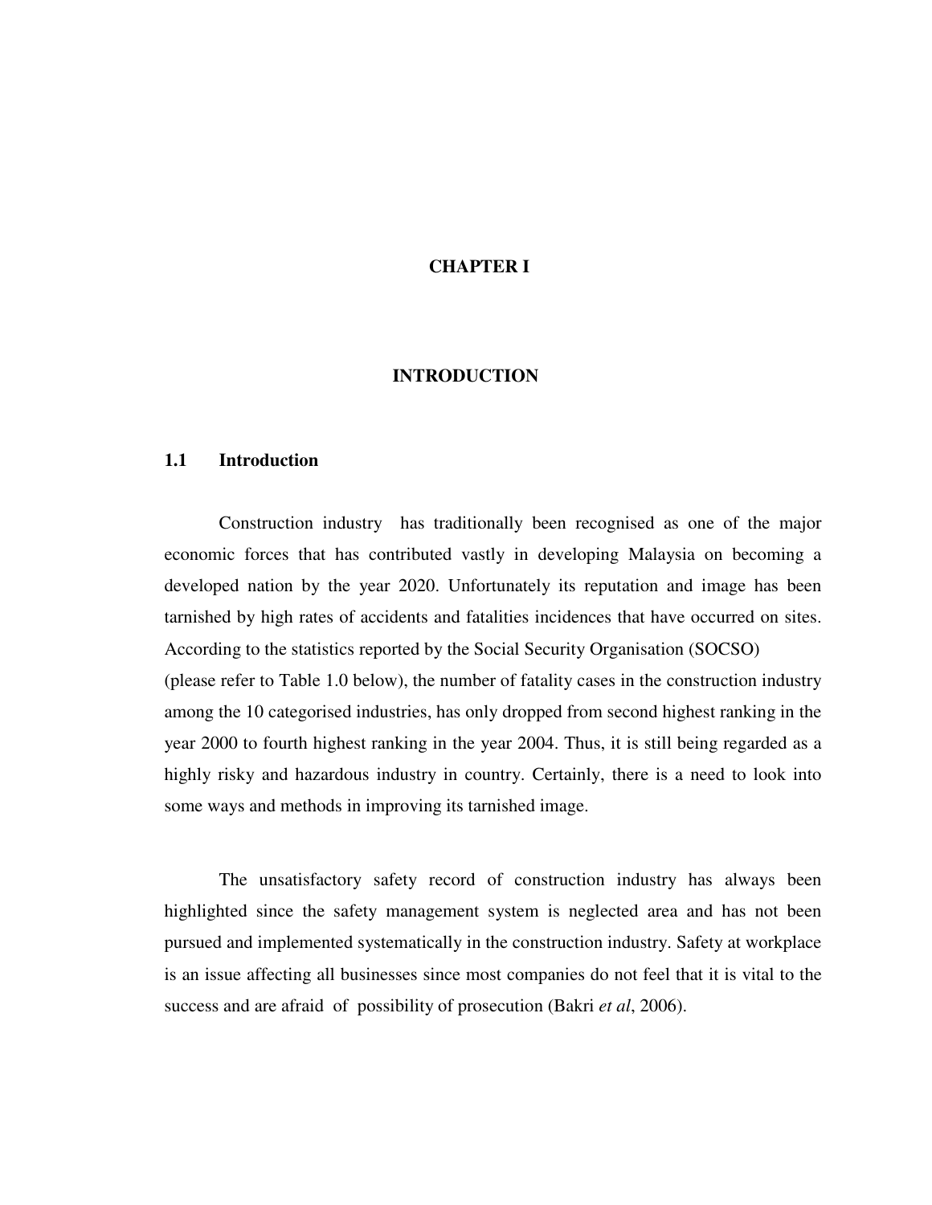# CHAPTER I

# INTRODUCTION

## 1.1 Introduction

Construction industry has traditionally been recognised as one of the major economic forces that has contributed vastly in developing Malaysia on becoming a developed nation by the year 2020. Unfortunately its reputation and image has been tarnished by high rates of accidents and fatalities incidences that have occurred on sites. According to the statistics reported by the Social Security Organisation (SOCSO) (please refer to Table 1.0 below), the number of fatality cases in the construction industry among the 10 categorised industries, has only dropped from second highest ranking in the year 2000 to fourth highest ranking in the year 2004. Thus, it is still being regarded as a highly risky and hazardous industry in country. Certainly, there is a need to look into some ways and methods in improving its tarnished image.

The unsatisfactory safety record of construction industry has always been highlighted since the safety management system is neglected area and has not been pursued and implemented systematically in the construction industry. Safety at workplace is an issue affecting all businesses since most companies do not feel that it is vital to the success and are afraid of possibility of prosecution (Bakri *et al*, 2006).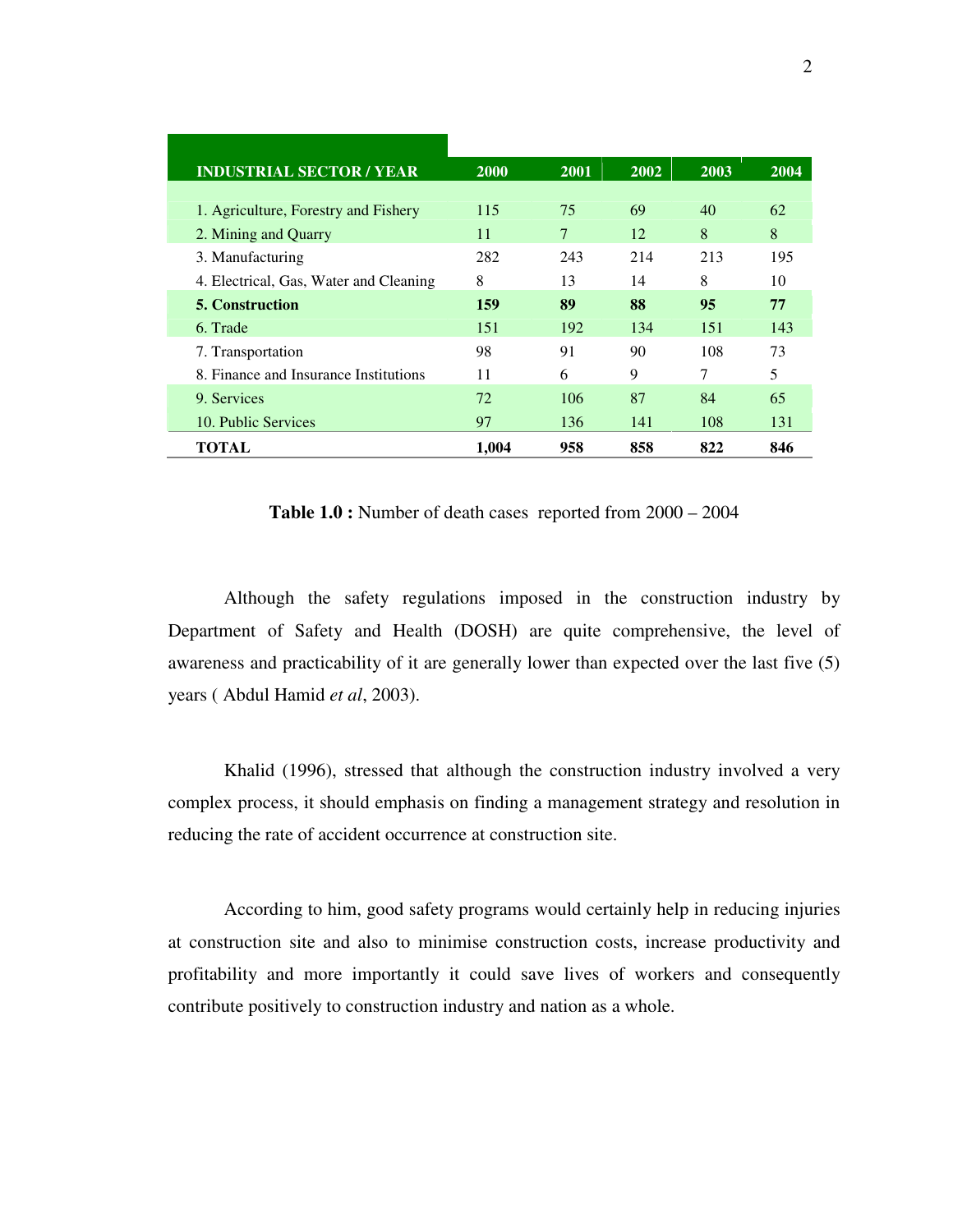| INDUSTRIAL SECTOR / YEAR | 2000 | 2001 | 2002 | 2003 | 2004 |
|---|---|---|---|---|---|
| 1. Agriculture, Forestry and Fishery | 115 | 75 | 69 | 40 | 62 |
| 2. Mining and Quarry | 11 | 7 | 12 | 8 | 8 |
| 3. Manufacturing | 282 | 243 | 214 | 213 | 195 |
| 4. Electrical, Gas, Water and Cleaning | 8 | 13 | 14 | 8 | 10 |
| **5. Construction** | **159** | **89** | **88** | **95** | **77** |
| 6. Trade | 151 | 192 | 134 | 151 | 143 |
| 7. Transportation | 98 | 91 | 90 | 108 | 73 |
| 8. Finance and Insurance Institutions | 11 | 6 | 9 | 7 | 5 |
| 9. Services | 72 | 106 | 87 | 84 | 65 |
| 10. Public Services | 97 | 136 | 141 | 108 | 131 |
| **TOTAL** | **1,004** | **958** | **858** | **822** | **846** |

**Table 1.0 :** Number of death cases reported from 2000 – 2004

Although the safety regulations imposed in the construction industry by Department of Safety and Health (DOSH) are quite comprehensive, the level of awareness and practicability of it are generally lower than expected over the last five (5) years ( Abdul Hamid *et al*, 2003).

Khalid (1996), stressed that although the construction industry involved a very complex process, it should emphasis on finding a management strategy and resolution in reducing the rate of accident occurrence at construction site.

According to him, good safety programs would certainly help in reducing injuries at construction site and also to minimise construction costs, increase productivity and profitability and more importantly it could save lives of workers and consequently contribute positively to construction industry and nation as a whole.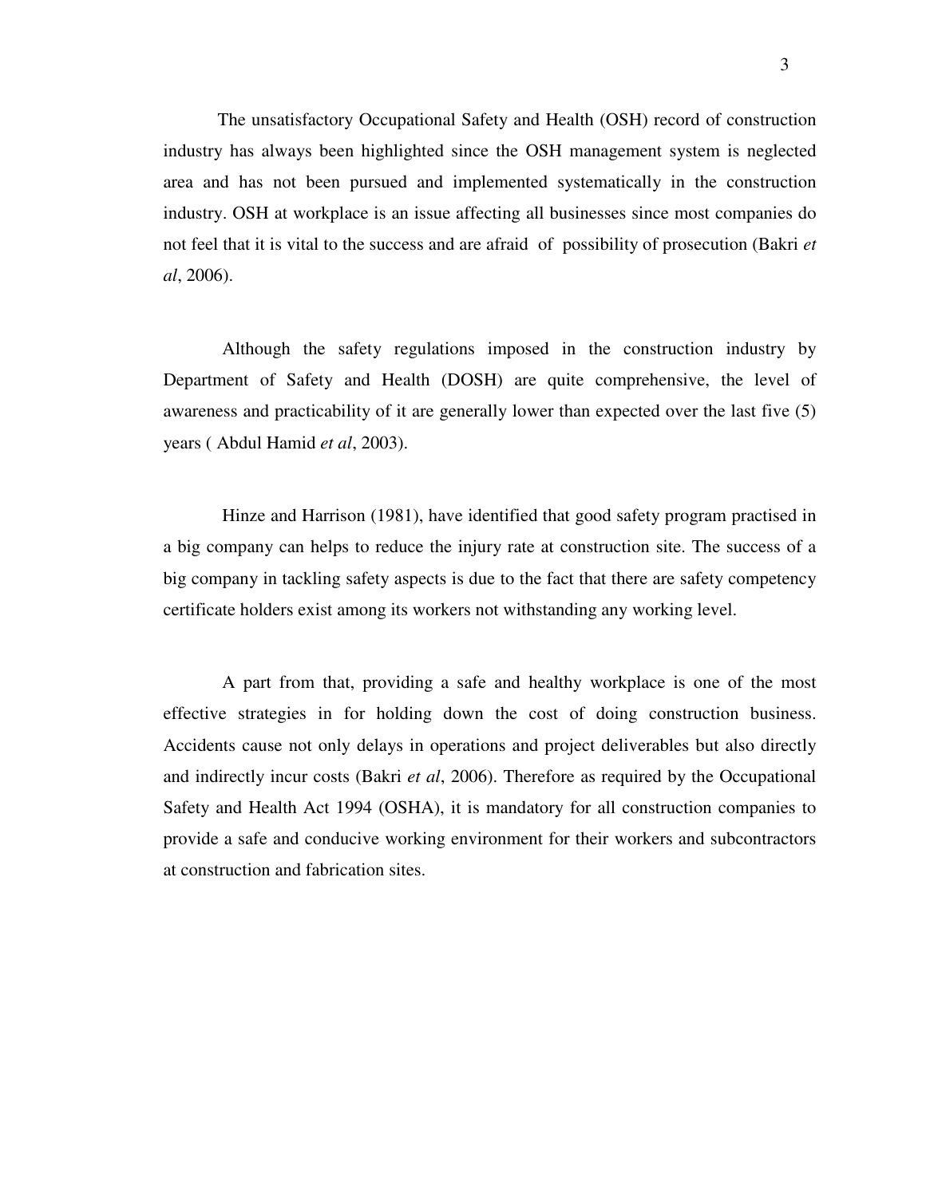The unsatisfactory Occupational Safety and Health (OSH) record of construction industry has always been highlighted since the OSH management system is neglected area and has not been pursued and implemented systematically in the construction industry. OSH at workplace is an issue affecting all businesses since most companies do not feel that it is vital to the success and are afraid of possibility of prosecution (Bakri *et al*, 2006).

Although the safety regulations imposed in the construction industry by Department of Safety and Health (DOSH) are quite comprehensive, the level of awareness and practicability of it are generally lower than expected over the last five (5) years ( Abdul Hamid *et al*, 2003).

Hinze and Harrison (1981), have identified that good safety program practised in a big company can helps to reduce the injury rate at construction site. The success of a big company in tackling safety aspects is due to the fact that there are safety competency certificate holders exist among its workers not withstanding any working level.

A part from that, providing a safe and healthy workplace is one of the most effective strategies in for holding down the cost of doing construction business. Accidents cause not only delays in operations and project deliverables but also directly and indirectly incur costs (Bakri *et al*, 2006). Therefore as required by the Occupational Safety and Health Act 1994 (OSHA), it is mandatory for all construction companies to provide a safe and conducive working environment for their workers and subcontractors at construction and fabrication sites.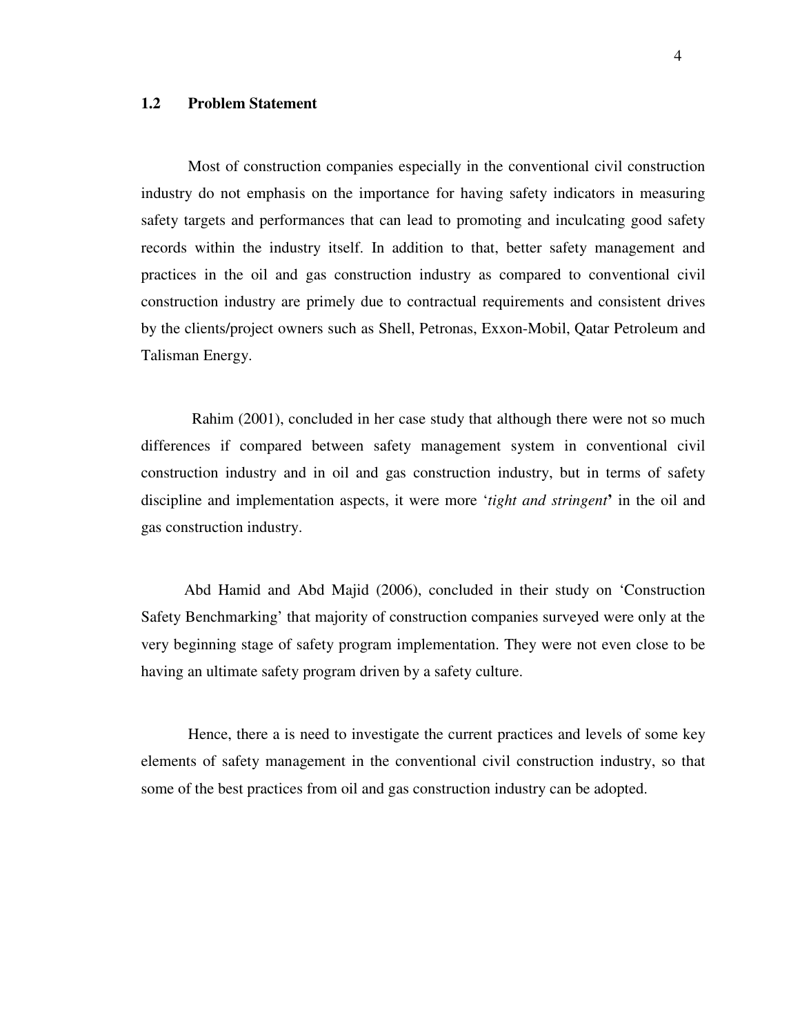## 1.2 Problem Statement

Most of construction companies especially in the conventional civil construction industry do not emphasis on the importance for having safety indicators in measuring safety targets and performances that can lead to promoting and inculcating good safety records within the industry itself. In addition to that, better safety management and practices in the oil and gas construction industry as compared to conventional civil construction industry are primely due to contractual requirements and consistent drives by the clients/project owners such as Shell, Petronas, Exxon-Mobil, Qatar Petroleum and Talisman Energy.

Rahim (2001), concluded in her case study that although there were not so much differences if compared between safety management system in conventional civil construction industry and in oil and gas construction industry, but in terms of safety discipline and implementation aspects, it were more '*tight and stringent*' in the oil and gas construction industry.

Abd Hamid and Abd Majid (2006), concluded in their study on 'Construction Safety Benchmarking' that majority of construction companies surveyed were only at the very beginning stage of safety program implementation. They were not even close to be having an ultimate safety program driven by a safety culture.

Hence, there a is need to investigate the current practices and levels of some key elements of safety management in the conventional civil construction industry, so that some of the best practices from oil and gas construction industry can be adopted.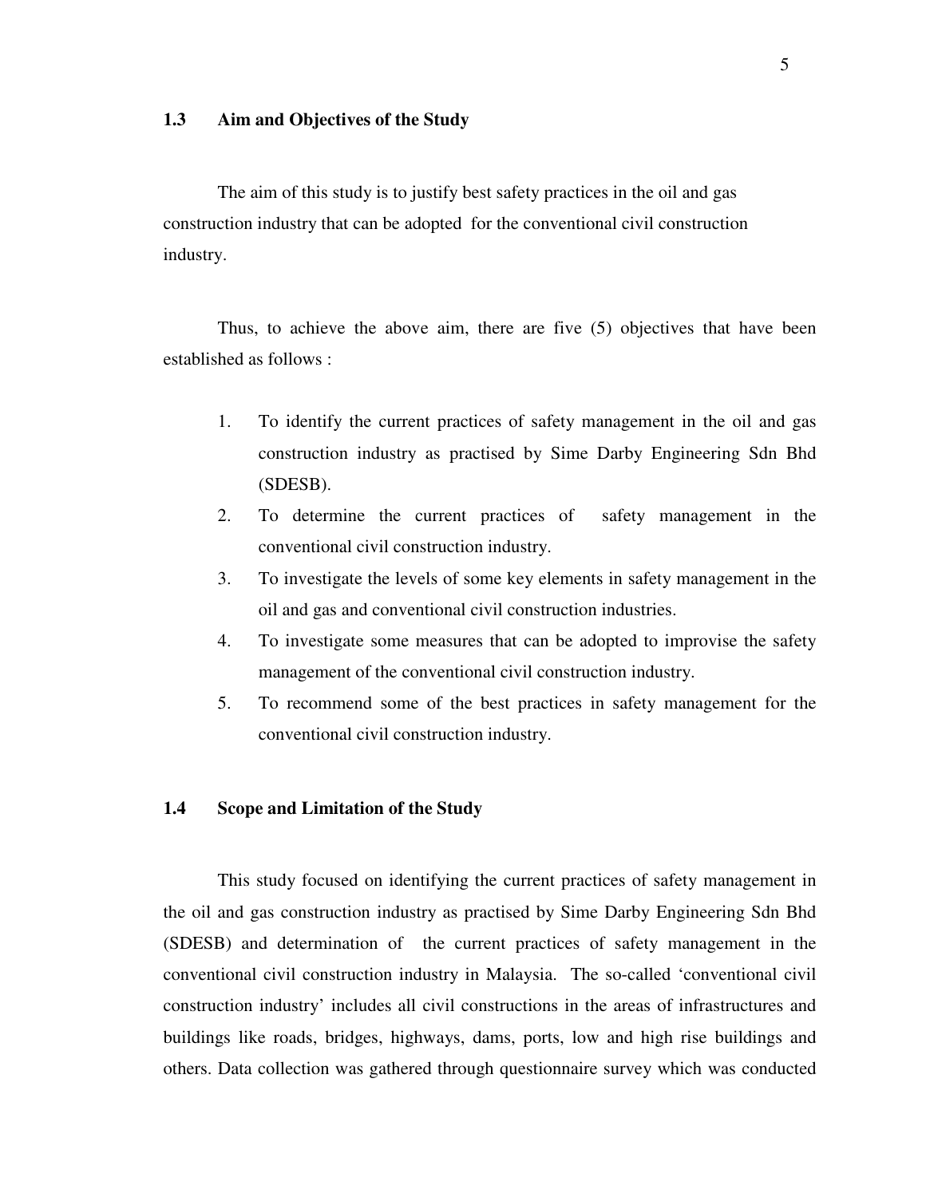## 1.3 Aim and Objectives of the Study

The aim of this study is to justify best safety practices in the oil and gas construction industry that can be adopted for the conventional civil construction industry.

Thus, to achieve the above aim, there are five (5) objectives that have been established as follows :

1. To identify the current practices of safety management in the oil and gas construction industry as practised by Sime Darby Engineering Sdn Bhd (SDESB).
2. To determine the current practices of safety management in the conventional civil construction industry.
3. To investigate the levels of some key elements in safety management in the oil and gas and conventional civil construction industries.
4. To investigate some measures that can be adopted to improvise the safety management of the conventional civil construction industry.
5. To recommend some of the best practices in safety management for the conventional civil construction industry.

## 1.4 Scope and Limitation of the Study

This study focused on identifying the current practices of safety management in the oil and gas construction industry as practised by Sime Darby Engineering Sdn Bhd (SDESB) and determination of the current practices of safety management in the conventional civil construction industry in Malaysia. The so-called 'conventional civil construction industry' includes all civil constructions in the areas of infrastructures and buildings like roads, bridges, highways, dams, ports, low and high rise buildings and others. Data collection was gathered through questionnaire survey which was conducted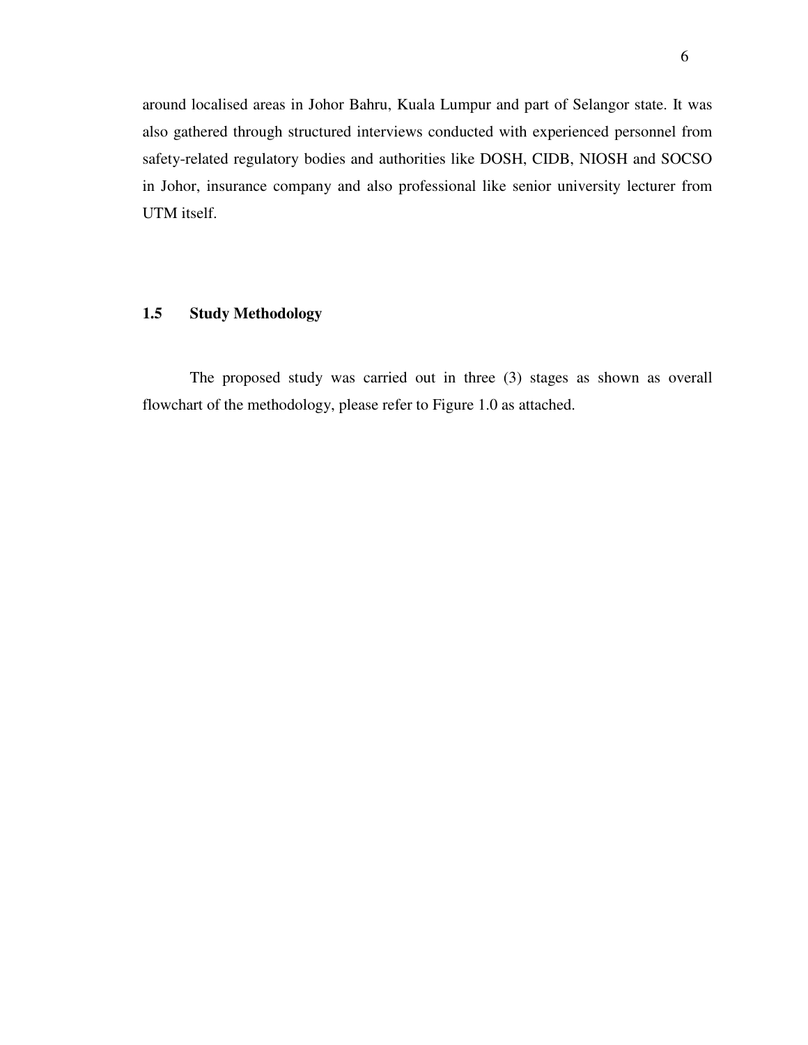around localised areas in Johor Bahru, Kuala Lumpur and part of Selangor state. It was also gathered through structured interviews conducted with experienced personnel from safety-related regulatory bodies and authorities like DOSH, CIDB, NIOSH and SOCSO in Johor, insurance company and also professional like senior university lecturer from UTM itself.

## 1.5 Study Methodology

The proposed study was carried out in three (3) stages as shown as overall flowchart of the methodology, please refer to Figure 1.0 as attached.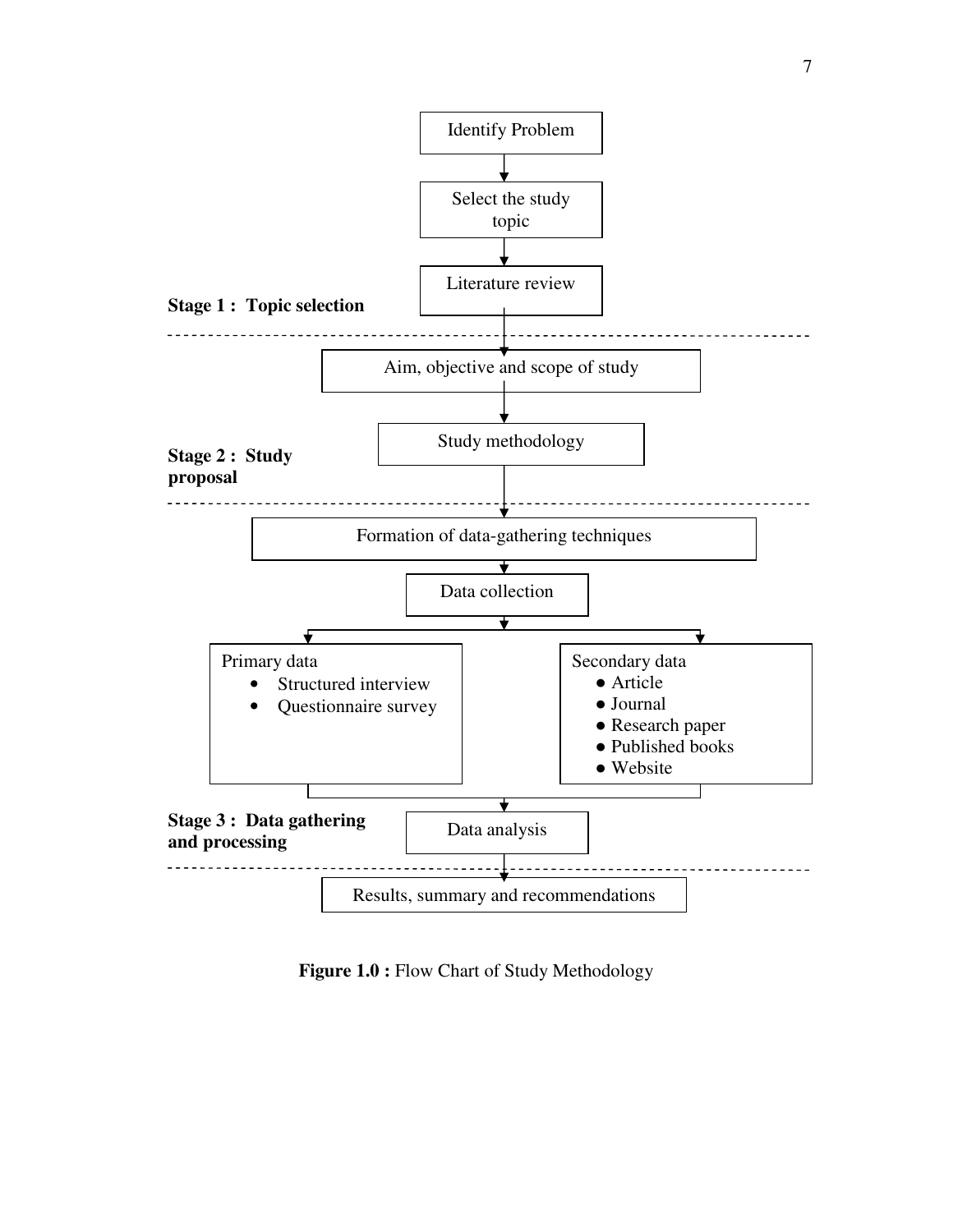Identify Problem

↓

Select the study topic

↓

Literature review

**Stage 1 : Topic selection**

---

Aim, objective and scope of study

↓

Study methodology

**Stage 2 : Study proposal**

---

Formation of data-gathering techniques

↓

Data collection

↓

Primary data
- Structured interview
- Questionnaire survey

Secondary data
- Article
- Journal
- Research paper
- Published books
- Website

↓

Data analysis

**Stage 3 : Data gathering and processing**

---

Results, summary and recommendations

**Figure 1.0 :** Flow Chart of Study Methodology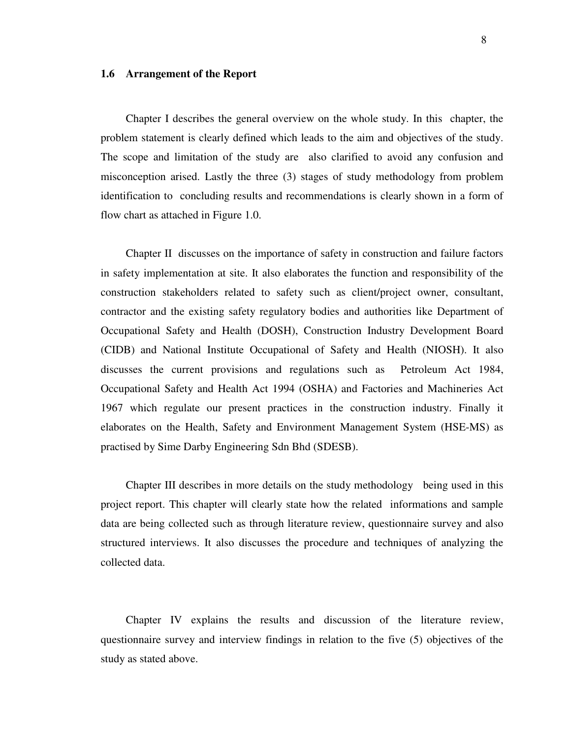## 1.6 Arrangement of the Report

Chapter I describes the general overview on the whole study. In this chapter, the problem statement is clearly defined which leads to the aim and objectives of the study. The scope and limitation of the study are also clarified to avoid any confusion and misconception arised. Lastly the three (3) stages of study methodology from problem identification to concluding results and recommendations is clearly shown in a form of flow chart as attached in Figure 1.0.

Chapter II discusses on the importance of safety in construction and failure factors in safety implementation at site. It also elaborates the function and responsibility of the construction stakeholders related to safety such as client/project owner, consultant, contractor and the existing safety regulatory bodies and authorities like Department of Occupational Safety and Health (DOSH), Construction Industry Development Board (CIDB) and National Institute Occupational of Safety and Health (NIOSH). It also discusses the current provisions and regulations such as Petroleum Act 1984, Occupational Safety and Health Act 1994 (OSHA) and Factories and Machineries Act 1967 which regulate our present practices in the construction industry. Finally it elaborates on the Health, Safety and Environment Management System (HSE-MS) as practised by Sime Darby Engineering Sdn Bhd (SDESB).

Chapter III describes in more details on the study methodology being used in this project report. This chapter will clearly state how the related informations and sample data are being collected such as through literature review, questionnaire survey and also structured interviews. It also discusses the procedure and techniques of analyzing the collected data.

Chapter IV explains the results and discussion of the literature review, questionnaire survey and interview findings in relation to the five (5) objectives of the study as stated above.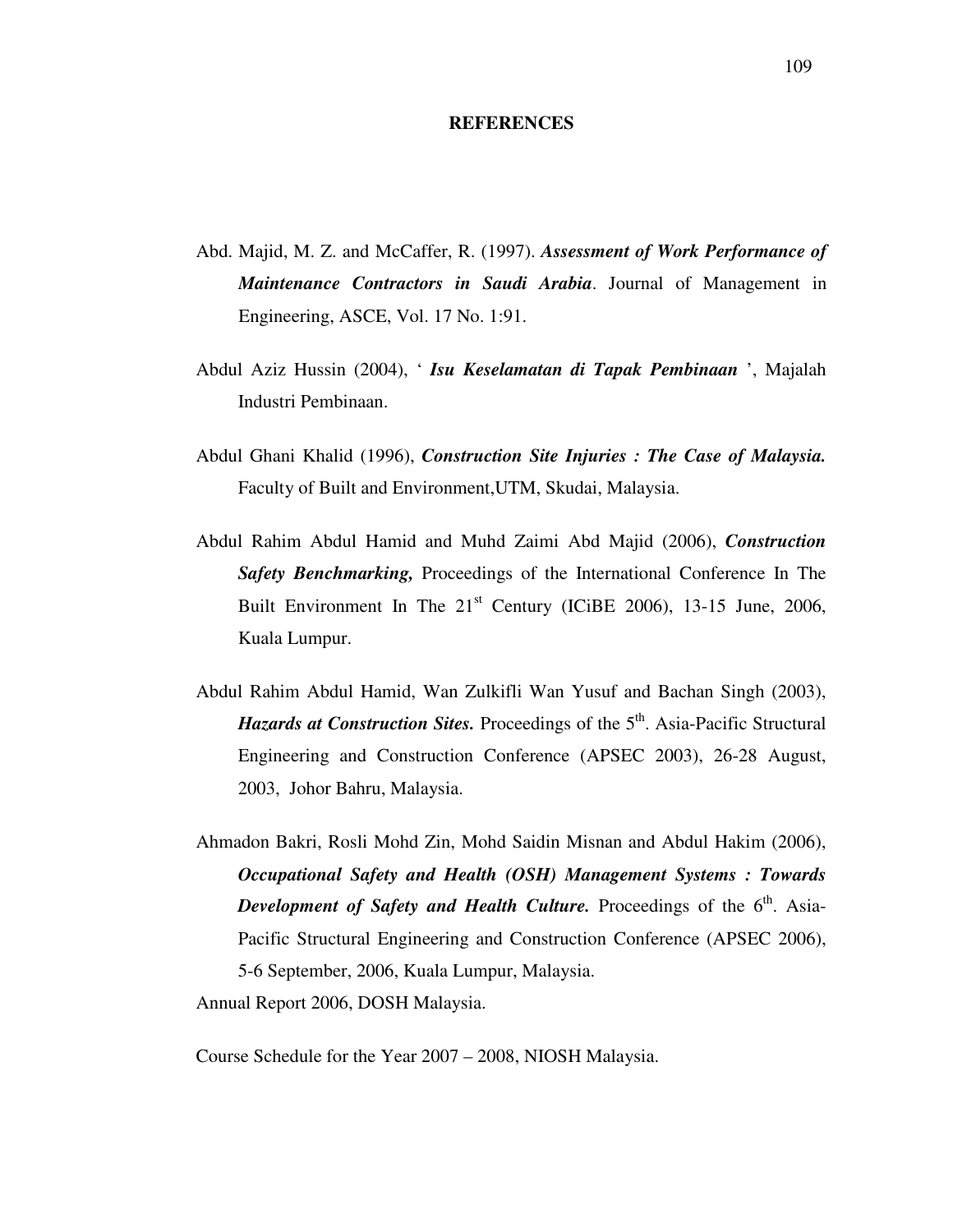# REFERENCES

Abd. Majid, M. Z. and McCaffer, R. (1997). ***Assessment of Work Performance of Maintenance Contractors in Saudi Arabia***. Journal of Management in Engineering, ASCE, Vol. 17 No. 1:91.

Abdul Aziz Hussin (2004), ' ***Isu Keselamatan di Tapak Pembinaan*** ', Majalah Industri Pembinaan.

Abdul Ghani Khalid (1996), ***Construction Site Injuries : The Case of Malaysia.*** Faculty of Built and Environment,UTM, Skudai, Malaysia.

Abdul Rahim Abdul Hamid and Muhd Zaimi Abd Majid (2006), ***Construction Safety Benchmarking,*** Proceedings of the International Conference In The Built Environment In The 21st Century (ICiBE 2006), 13-15 June, 2006, Kuala Lumpur.

Abdul Rahim Abdul Hamid, Wan Zulkifli Wan Yusuf and Bachan Singh (2003), ***Hazards at Construction Sites.*** Proceedings of the 5th. Asia-Pacific Structural Engineering and Construction Conference (APSEC 2003), 26-28 August, 2003, Johor Bahru, Malaysia.

Ahmadon Bakri, Rosli Mohd Zin, Mohd Saidin Misnan and Abdul Hakim (2006), ***Occupational Safety and Health (OSH) Management Systems : Towards Development of Safety and Health Culture.*** Proceedings of the 6th. Asia-Pacific Structural Engineering and Construction Conference (APSEC 2006), 5-6 September, 2006, Kuala Lumpur, Malaysia.

Annual Report 2006, DOSH Malaysia.

Course Schedule for the Year 2007 – 2008, NIOSH Malaysia.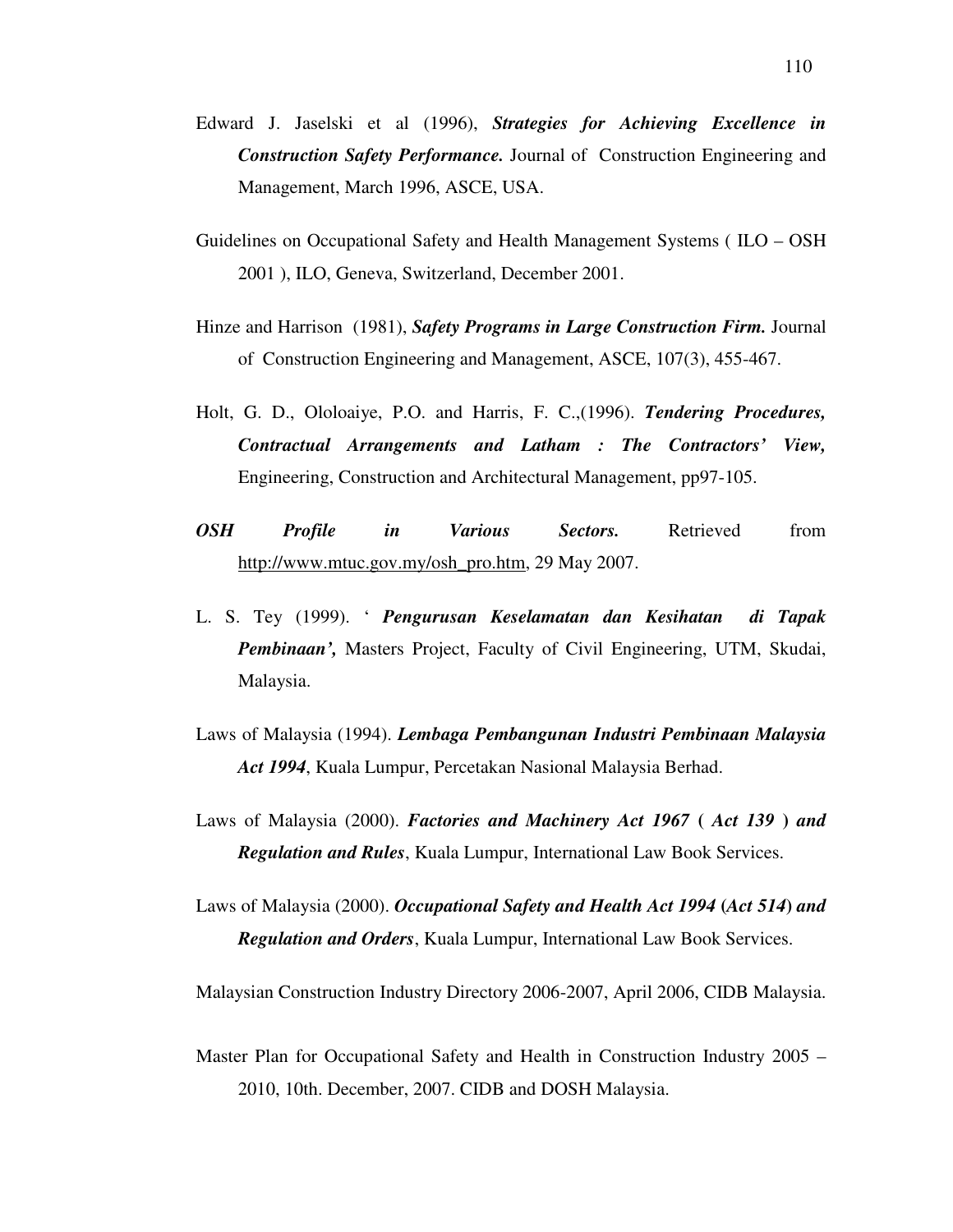Edward J. Jaselski et al (1996), ***Strategies for Achieving Excellence in Construction Safety Performance.*** Journal of Construction Engineering and Management, March 1996, ASCE, USA.

Guidelines on Occupational Safety and Health Management Systems ( ILO – OSH 2001 ), ILO, Geneva, Switzerland, December 2001.

Hinze and Harrison (1981), ***Safety Programs in Large Construction Firm.*** Journal of Construction Engineering and Management, ASCE, 107(3), 455-467.

Holt, G. D., Ololoaiye, P.O. and Harris, F. C.,(1996). ***Tendering Procedures, Contractual Arrangements and Latham : The Contractors' View,*** Engineering, Construction and Architectural Management, pp97-105.

***OSH Profile in Various Sectors.*** Retrieved from http://www.mtuc.gov.my/osh_pro.htm, 29 May 2007.

L. S. Tey (1999). ' ***Pengurusan Keselamatan dan Kesihatan di Tapak Pembinaan',*** Masters Project, Faculty of Civil Engineering, UTM, Skudai, Malaysia.

Laws of Malaysia (1994). ***Lembaga Pembangunan Industri Pembinaan Malaysia Act 1994***, Kuala Lumpur, Percetakan Nasional Malaysia Berhad.

Laws of Malaysia (2000). ***Factories and Machinery Act 1967 ( Act 139 ) and Regulation and Rules***, Kuala Lumpur, International Law Book Services.

Laws of Malaysia (2000). ***Occupational Safety and Health Act 1994 (Act 514) and Regulation and Orders***, Kuala Lumpur, International Law Book Services.

Malaysian Construction Industry Directory 2006-2007, April 2006, CIDB Malaysia.

Master Plan for Occupational Safety and Health in Construction Industry 2005 – 2010, 10th. December, 2007. CIDB and DOSH Malaysia.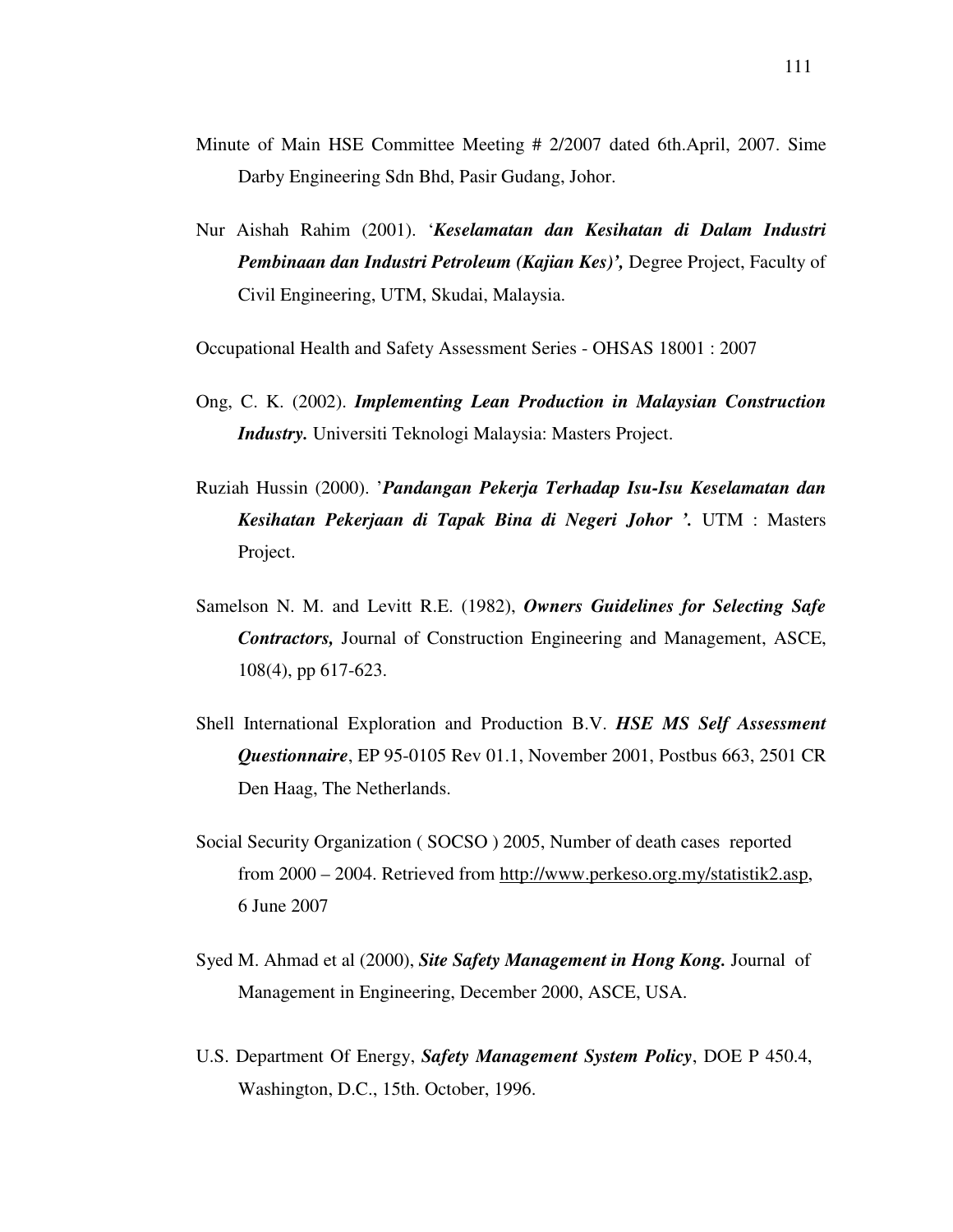Minute of Main HSE Committee Meeting # 2/2007 dated 6th.April, 2007. Sime Darby Engineering Sdn Bhd, Pasir Gudang, Johor.

Nur Aishah Rahim (2001). '***Keselamatan dan Kesihatan di Dalam Industri Pembinaan dan Industri Petroleum (Kajian Kes)',*** Degree Project, Faculty of Civil Engineering, UTM, Skudai, Malaysia.

Occupational Health and Safety Assessment Series - OHSAS 18001 : 2007

Ong, C. K. (2002). ***Implementing Lean Production in Malaysian Construction Industry.*** Universiti Teknologi Malaysia: Masters Project.

Ruziah Hussin (2000). '***Pandangan Pekerja Terhadap Isu-Isu Keselamatan dan Kesihatan Pekerjaan di Tapak Bina di Negeri Johor '.*** UTM : Masters Project.

Samelson N. M. and Levitt R.E. (1982), ***Owners Guidelines for Selecting Safe Contractors,*** Journal of Construction Engineering and Management, ASCE, 108(4), pp 617-623.

Shell International Exploration and Production B.V. ***HSE MS Self Assessment Questionnaire***, EP 95-0105 Rev 01.1, November 2001, Postbus 663, 2501 CR Den Haag, The Netherlands.

Social Security Organization ( SOCSO ) 2005, Number of death cases reported from 2000 – 2004. Retrieved from http://www.perkeso.org.my/statistik2.asp, 6 June 2007

Syed M. Ahmad et al (2000), ***Site Safety Management in Hong Kong.*** Journal of Management in Engineering, December 2000, ASCE, USA.

U.S. Department Of Energy, ***Safety Management System Policy***, DOE P 450.4, Washington, D.C., 15th. October, 1996.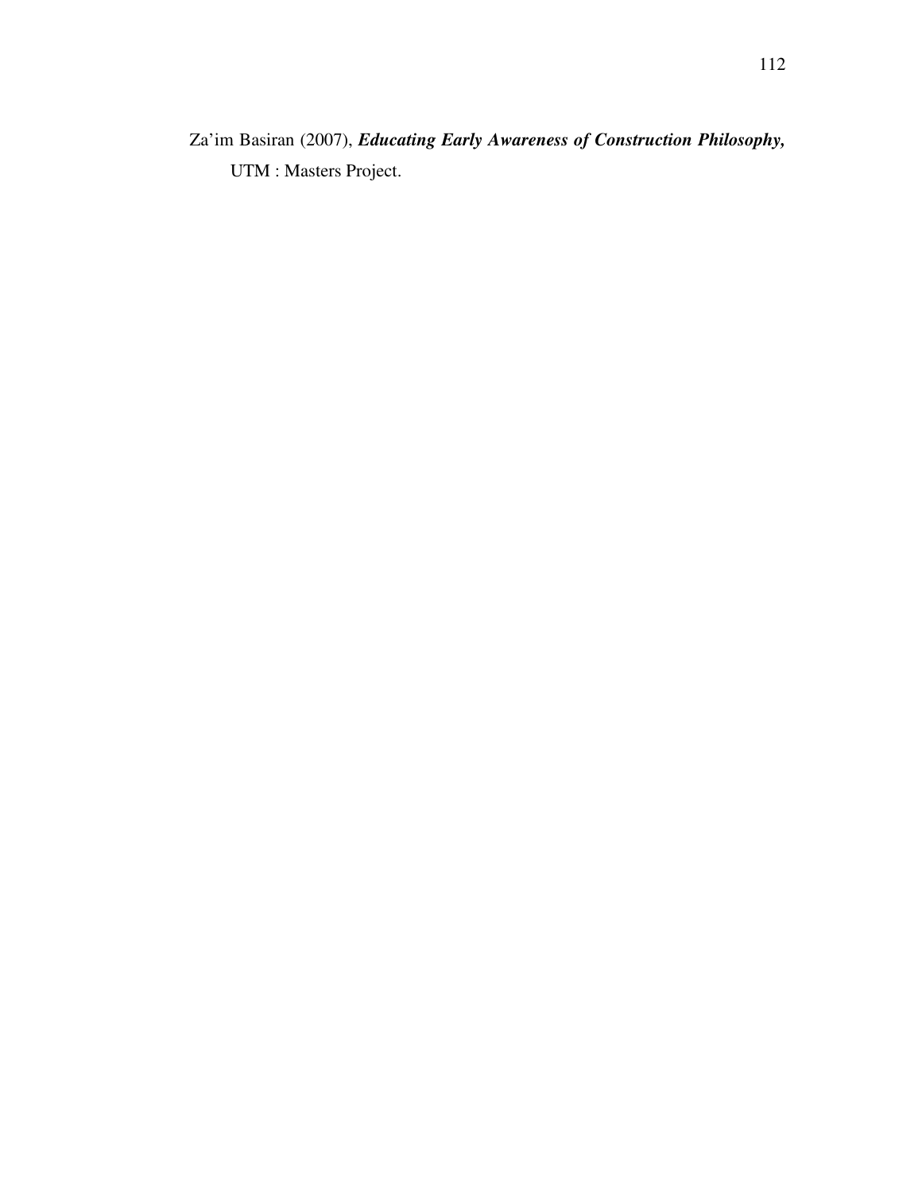Za'im Basiran (2007), ***Educating Early Awareness of Construction Philosophy,*** UTM : Masters Project.